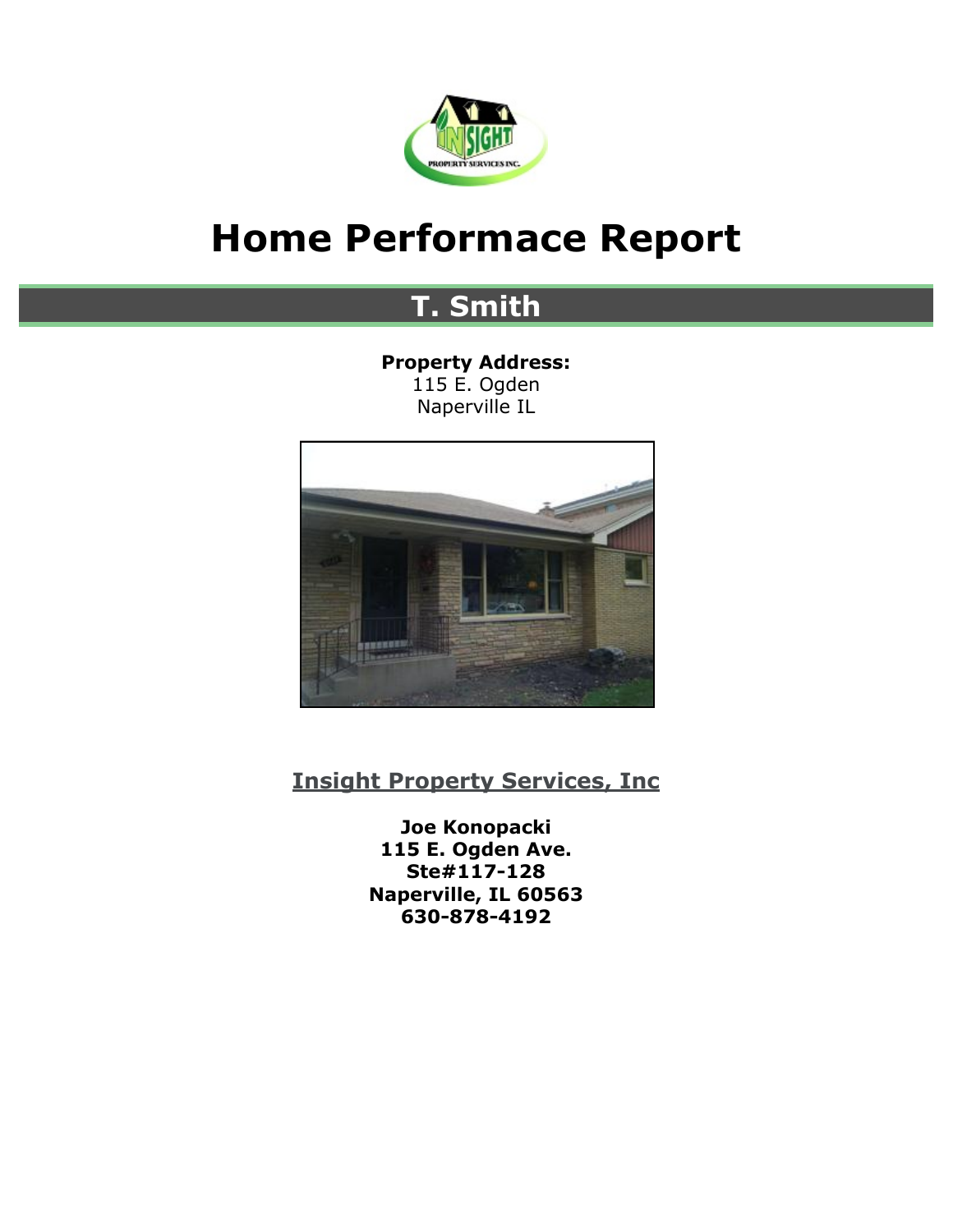# Home Performace Report

## T. Smith

**Property Address:**
115 E. Ogden
Naperville IL

**Insight Property Services, Inc**

**Joe Konopacki**
**115 E. Ogden Ave.**
**Ste#117-128**
**Naperville, IL 60563**
**630-878-4192**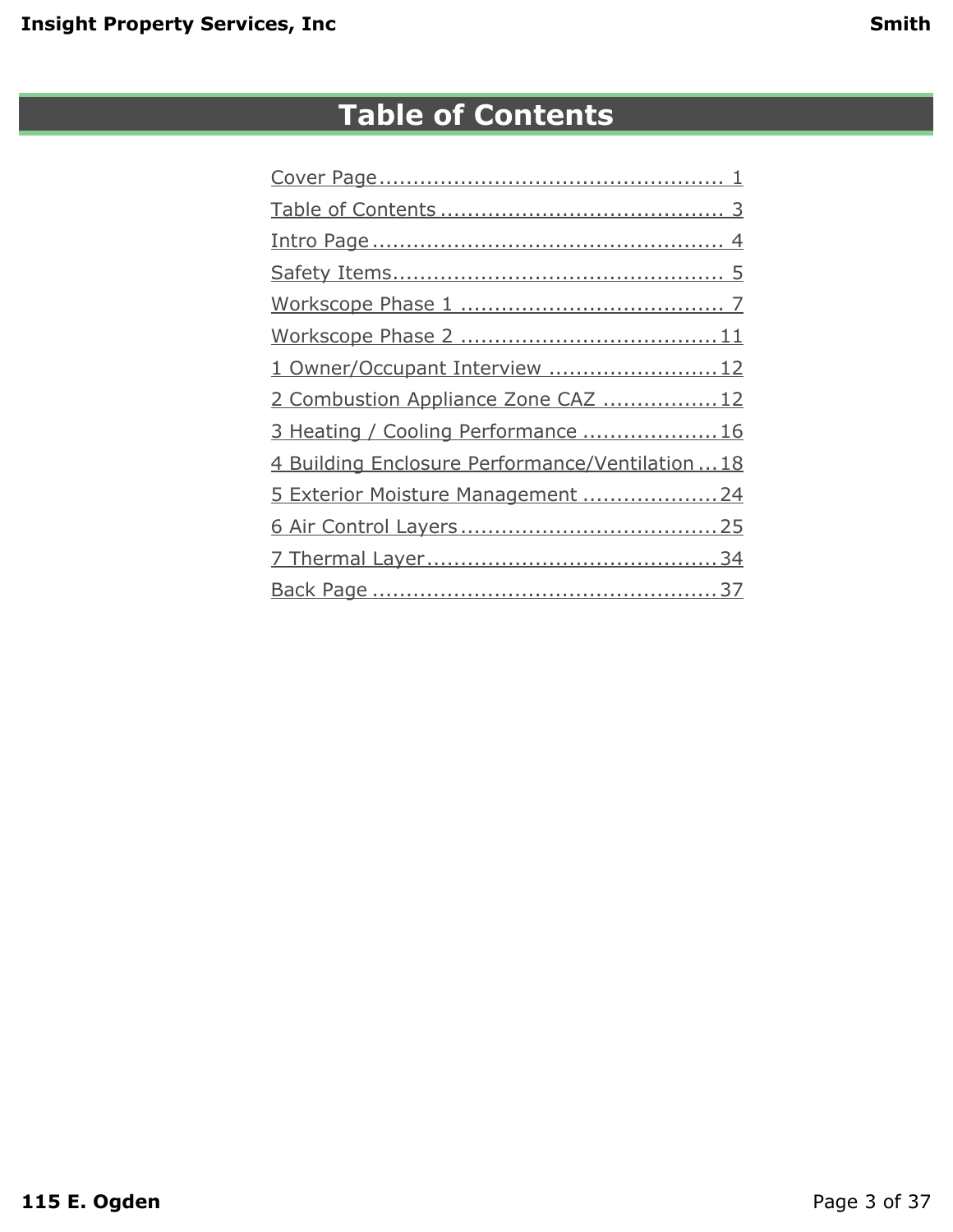# Table of Contents

- Cover Page .................................................. 1
- Table of Contents ......................................... 3
- Intro Page .................................................... 4
- Safety Items ................................................. 5
- Workscope Phase 1 ...................................... 7
- Workscope Phase 2 ..................................... 11
- 1 Owner/Occupant Interview ......................... 12
- 2 Combustion Appliance Zone CAZ ................. 12
- 3 Heating / Cooling Performance .................... 16
- 4 Building Enclosure Performance/Ventilation ... 18
- 5 Exterior Moisture Management .................... 24
- 6 Air Control Layers ....................................... 25
- 7 Thermal Layer ........................................... 34
- Back Page ................................................... 37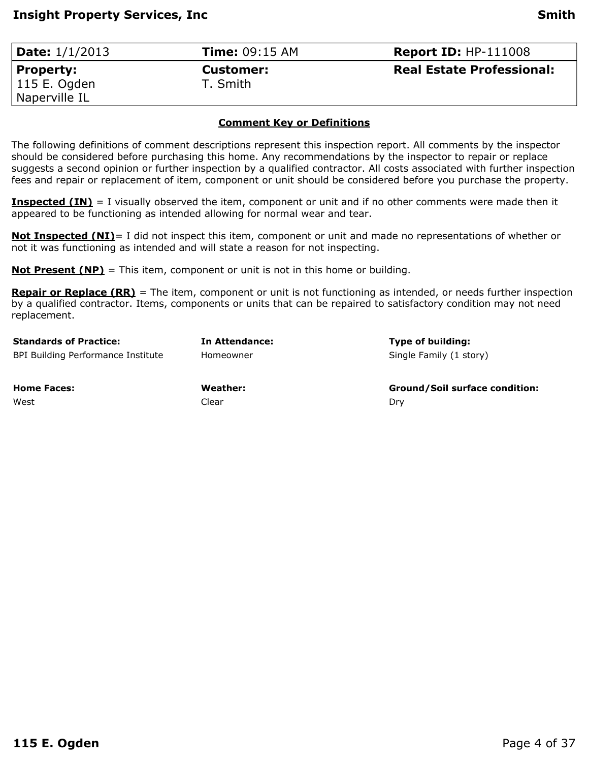| **Date:** 1/1/2013 | **Time:** 09:15 AM | **Report ID:** HP-111008 |
| --- | --- | --- |
| **Property:** 115 E. Ogden Naperville IL | **Customer:** T. Smith | **Real Estate Professional:** |

## Comment Key or Definitions

The following definitions of comment descriptions represent this inspection report. All comments by the inspector should be considered before purchasing this home. Any recommendations by the inspector to repair or replace suggests a second opinion or further inspection by a qualified contractor. All costs associated with further inspection fees and repair or replacement of item, component or unit should be considered before you purchase the property.

**Inspected (IN)** = I visually observed the item, component or unit and if no other comments were made then it appeared to be functioning as intended allowing for normal wear and tear.

**Not Inspected (NI)**= I did not inspect this item, component or unit and made no representations of whether or not it was functioning as intended and will state a reason for not inspecting.

**Not Present (NP)** = This item, component or unit is not in this home or building.

**Repair or Replace (RR)** = The item, component or unit is not functioning as intended, or needs further inspection by a qualified contractor. Items, components or units that can be repaired to satisfactory condition may not need replacement.

| **Standards of Practice:** | **In Attendance:** | **Type of building:** |
| --- | --- | --- |
| BPI Building Performance Institute | Homeowner | Single Family (1 story) |
| **Home Faces:** | **Weather:** | **Ground/Soil surface condition:** |
| West | Clear | Dry |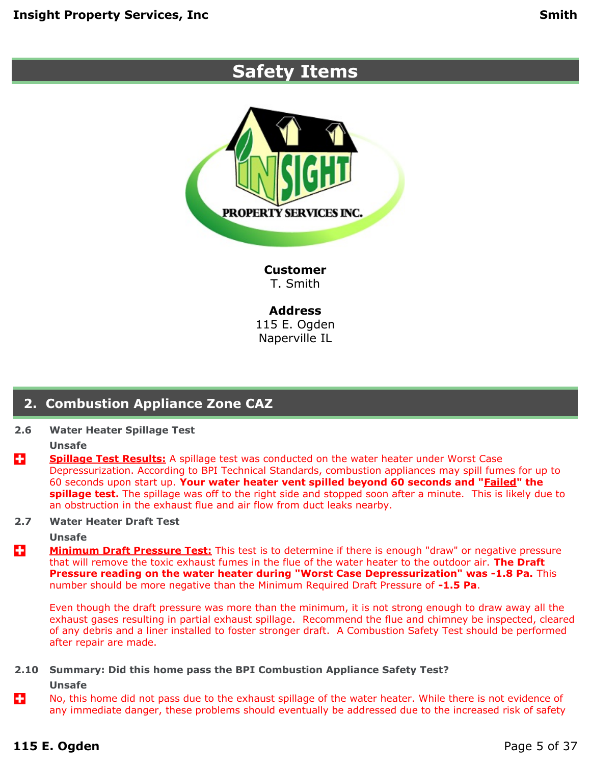# Safety Items

**Customer**
T. Smith

**Address**
115 E. Ogden
Naperville IL

## 2. Combustion Appliance Zone CAZ

**2.6 Water Heater Spillage Test**

**Unsafe**

**Spillage Test Results:** A spillage test was conducted on the water heater under Worst Case Depressurization. According to BPI Technical Standards, combustion appliances may spill fumes for up to 60 seconds upon start up. **Your water heater vent spilled beyond 60 seconds and "Failed" the spillage test.** The spillage was off to the right side and stopped soon after a minute. This is likely due to an obstruction in the exhaust flue and air flow from duct leaks nearby.

**2.7 Water Heater Draft Test**

**Unsafe**

**Minimum Draft Pressure Test:** This test is to determine if there is enough "draw" or negative pressure that will remove the toxic exhaust fumes in the flue of the water heater to the outdoor air. **The Draft Pressure reading on the water heater during "Worst Case Depressurization" was -1.8 Pa.** This number should be more negative than the Minimum Required Draft Pressure of **-1.5 Pa**.

Even though the draft pressure was more than the minimum, it is not strong enough to draw away all the exhaust gases resulting in partial exhaust spillage. Recommend the flue and chimney be inspected, cleared of any debris and a liner installed to foster stronger draft. A Combustion Safety Test should be performed after repair are made.

**2.10 Summary: Did this home pass the BPI Combustion Appliance Safety Test?**

**Unsafe**

No, this home did not pass due to the exhaust spillage of the water heater. While there is not evidence of any immediate danger, these problems should eventually be addressed due to the increased risk of safety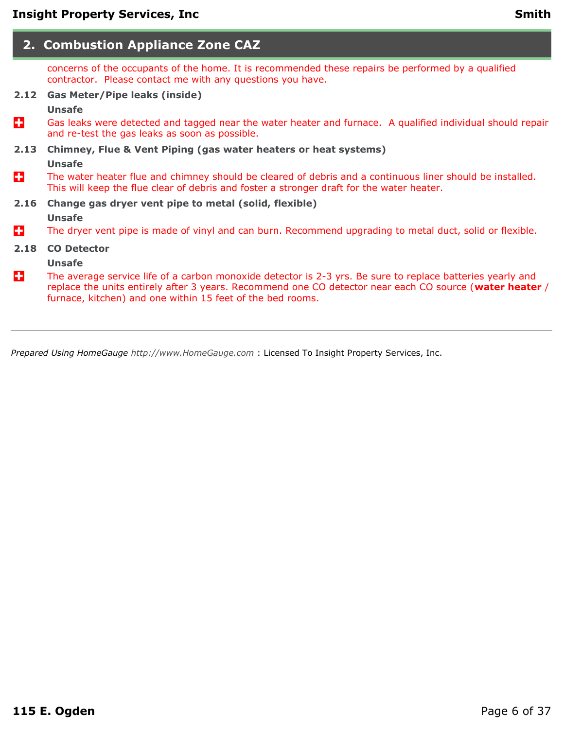## 2. Combustion Appliance Zone CAZ

concerns of the occupants of the home. It is recommended these repairs be performed by a qualified contractor. Please contact me with any questions you have.

**2.12 Gas Meter/Pipe leaks (inside)**

**Unsafe**

Gas leaks were detected and tagged near the water heater and furnace. A qualified individual should repair and re-test the gas leaks as soon as possible.

**2.13 Chimney, Flue & Vent Piping (gas water heaters or heat systems)**

**Unsafe**

The water heater flue and chimney should be cleared of debris and a continuous liner should be installed. This will keep the flue clear of debris and foster a stronger draft for the water heater.

**2.16 Change gas dryer vent pipe to metal (solid, flexible)**

**Unsafe**

The dryer vent pipe is made of vinyl and can burn. Recommend upgrading to metal duct, solid or flexible.

**2.18 CO Detector**

**Unsafe**

The average service life of a carbon monoxide detector is 2-3 yrs. Be sure to replace batteries yearly and replace the units entirely after 3 years. Recommend one CO detector near each CO source (**water heater** / furnace, kitchen) and one within 15 feet of the bed rooms.

---

*Prepared Using HomeGauge* *http://www.HomeGauge.com* : Licensed To Insight Property Services, Inc.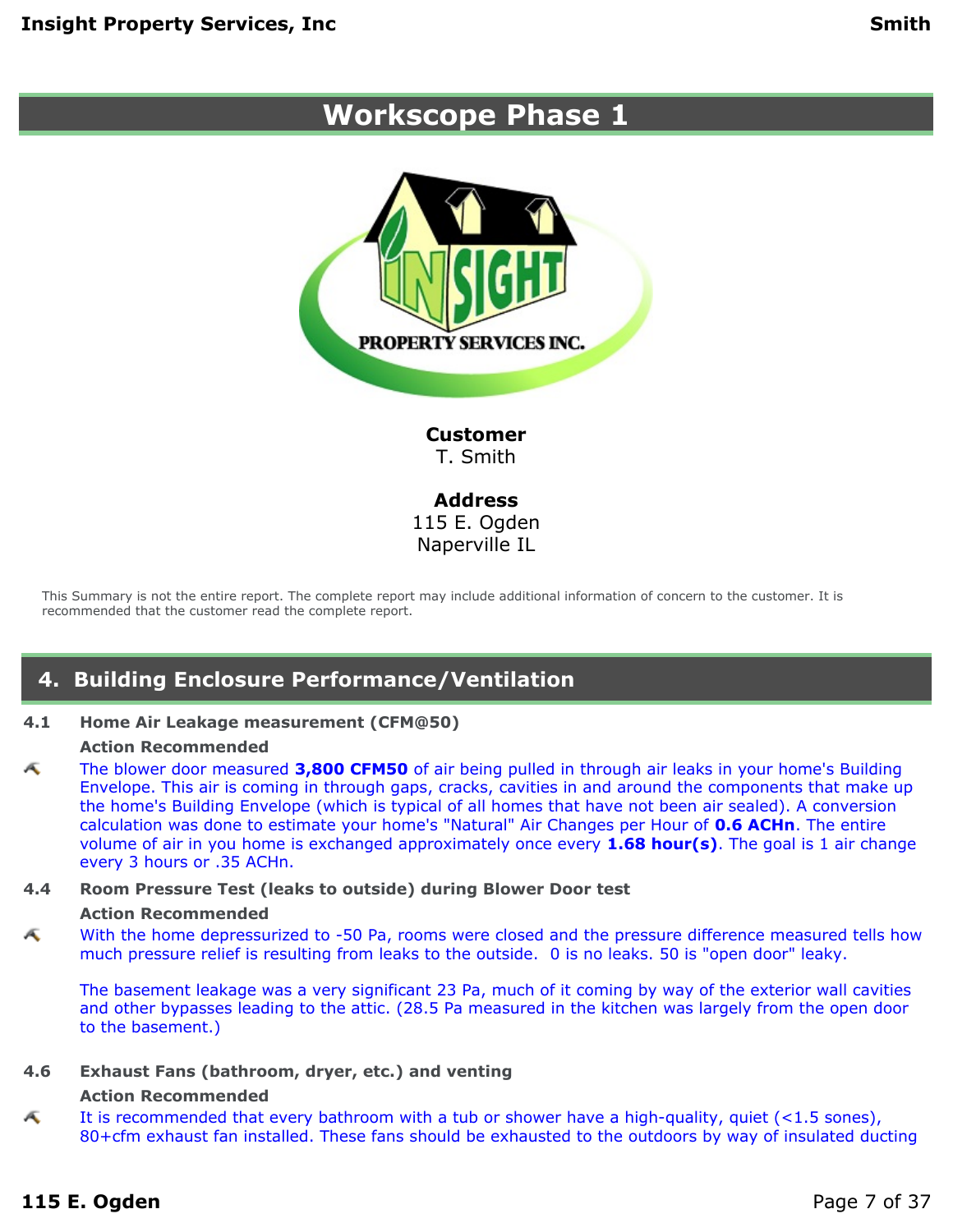# Workscope Phase 1

**Customer**
T. Smith

**Address**
115 E. Ogden
Naperville IL

This Summary is not the entire report. The complete report may include additional information of concern to the customer. It is recommended that the customer read the complete report.

## 4. Building Enclosure Performance/Ventilation

### 4.1 Home Air Leakage measurement (CFM@50)

**Action Recommended**

The blower door measured **3,800 CFM50** of air being pulled in through air leaks in your home's Building Envelope. This air is coming in through gaps, cracks, cavities in and around the components that make up the home's Building Envelope (which is typical of all homes that have not been air sealed). A conversion calculation was done to estimate your home's "Natural" Air Changes per Hour of **0.6 ACHn**. The entire volume of air in you home is exchanged approximately once every **1.68 hour(s)**. The goal is 1 air change every 3 hours or .35 ACHn.

### 4.4 Room Pressure Test (leaks to outside) during Blower Door test

**Action Recommended**

With the home depressurized to -50 Pa, rooms were closed and the pressure difference measured tells how much pressure relief is resulting from leaks to the outside. 0 is no leaks. 50 is "open door" leaky.

The basement leakage was a very significant 23 Pa, much of it coming by way of the exterior wall cavities and other bypasses leading to the attic. (28.5 Pa measured in the kitchen was largely from the open door to the basement.)

### 4.6 Exhaust Fans (bathroom, dryer, etc.) and venting

**Action Recommended**

It is recommended that every bathroom with a tub or shower have a high-quality, quiet (<1.5 sones), 80+cfm exhaust fan installed. These fans should be exhausted to the outdoors by way of insulated ducting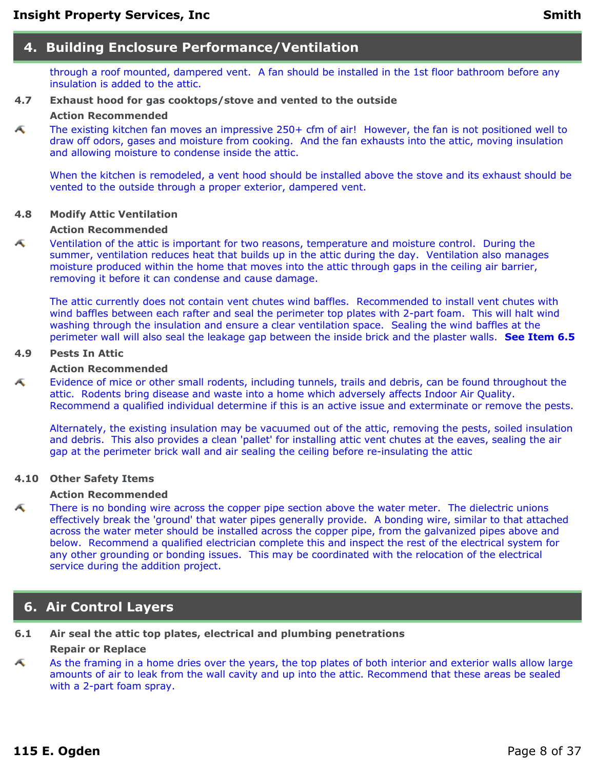## 4. Building Enclosure Performance/Ventilation

through a roof mounted, dampered vent. A fan should be installed in the 1st floor bathroom before any insulation is added to the attic.

**4.7 Exhaust hood for gas cooktops/stove and vented to the outside**

**Action Recommended**

The existing kitchen fan moves an impressive 250+ cfm of air! However, the fan is not positioned well to draw off odors, gases and moisture from cooking. And the fan exhausts into the attic, moving insulation and allowing moisture to condense inside the attic.

When the kitchen is remodeled, a vent hood should be installed above the stove and its exhaust should be vented to the outside through a proper exterior, dampered vent.

**4.8 Modify Attic Ventilation**

**Action Recommended**

Ventilation of the attic is important for two reasons, temperature and moisture control. During the summer, ventilation reduces heat that builds up in the attic during the day. Ventilation also manages moisture produced within the home that moves into the attic through gaps in the ceiling air barrier, removing it before it can condense and cause damage.

The attic currently does not contain vent chutes wind baffles. Recommended to install vent chutes with wind baffles between each rafter and seal the perimeter top plates with 2-part foam. This will halt wind washing through the insulation and ensure a clear ventilation space. Sealing the wind baffles at the perimeter wall will also seal the leakage gap between the inside brick and the plaster walls. **See Item 6.5**

**4.9 Pests In Attic**

**Action Recommended**

Evidence of mice or other small rodents, including tunnels, trails and debris, can be found throughout the attic. Rodents bring disease and waste into a home which adversely affects Indoor Air Quality. Recommend a qualified individual determine if this is an active issue and exterminate or remove the pests.

Alternately, the existing insulation may be vacuumed out of the attic, removing the pests, soiled insulation and debris. This also provides a clean 'pallet' for installing attic vent chutes at the eaves, sealing the air gap at the perimeter brick wall and air sealing the ceiling before re-insulating the attic

**4.10 Other Safety Items**

**Action Recommended**

There is no bonding wire across the copper pipe section above the water meter. The dielectric unions effectively break the 'ground' that water pipes generally provide. A bonding wire, similar to that attached across the water meter should be installed across the copper pipe, from the galvanized pipes above and below. Recommend a qualified electrician complete this and inspect the rest of the electrical system for any other grounding or bonding issues. This may be coordinated with the relocation of the electrical service during the addition project.

## 6. Air Control Layers

**6.1 Air seal the attic top plates, electrical and plumbing penetrations**

**Repair or Replace**

As the framing in a home dries over the years, the top plates of both interior and exterior walls allow large amounts of air to leak from the wall cavity and up into the attic. Recommend that these areas be sealed with a 2-part foam spray.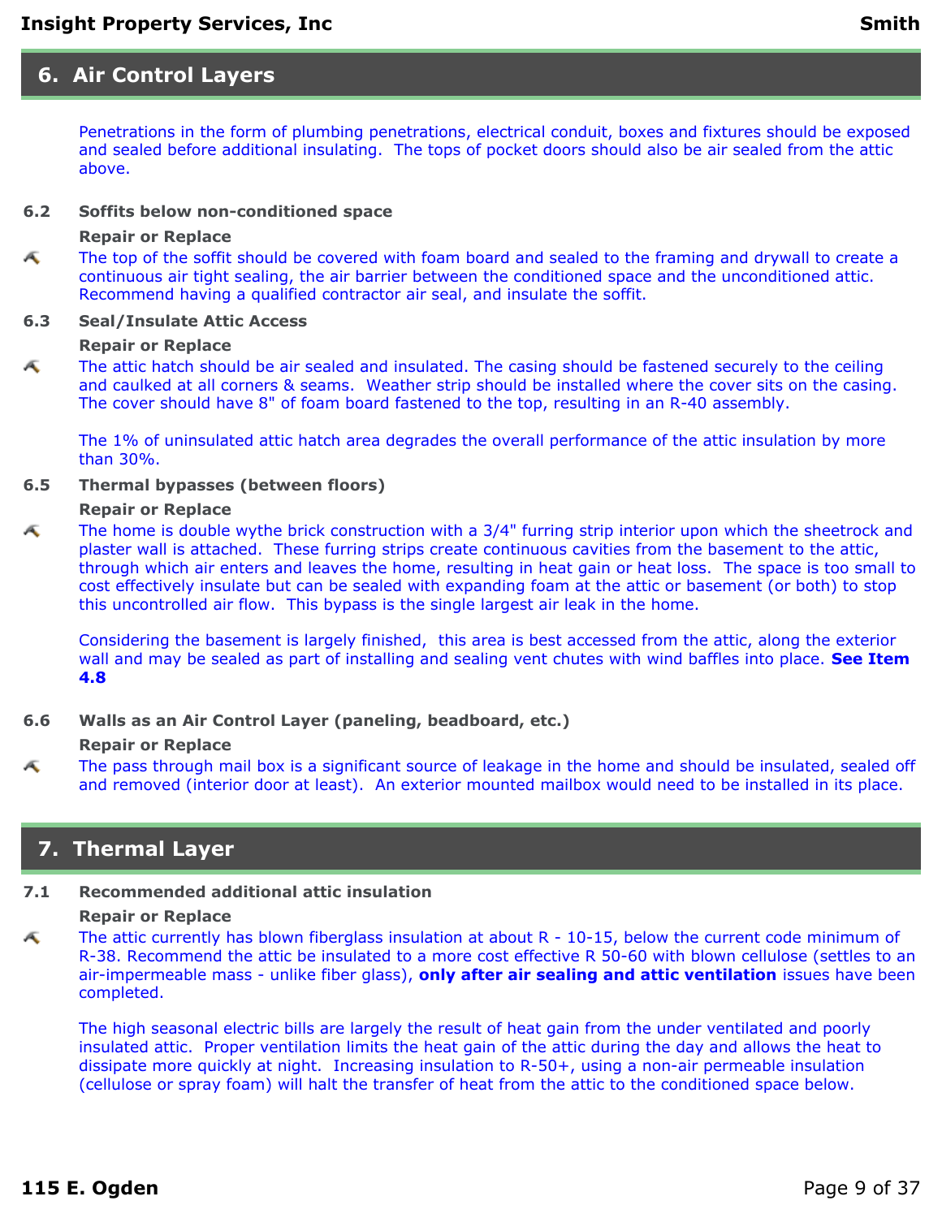## 6. Air Control Layers

Penetrations in the form of plumbing penetrations, electrical conduit, boxes and fixtures should be exposed and sealed before additional insulating. The tops of pocket doors should also be air sealed from the attic above.

**6.2 Soffits below non-conditioned space**

**Repair or Replace**

The top of the soffit should be covered with foam board and sealed to the framing and drywall to create a continuous air tight sealing, the air barrier between the conditioned space and the unconditioned attic. Recommend having a qualified contractor air seal, and insulate the soffit.

**6.3 Seal/Insulate Attic Access**

**Repair or Replace**

The attic hatch should be air sealed and insulated. The casing should be fastened securely to the ceiling and caulked at all corners & seams. Weather strip should be installed where the cover sits on the casing. The cover should have 8" of foam board fastened to the top, resulting in an R-40 assembly.

The 1% of uninsulated attic hatch area degrades the overall performance of the attic insulation by more than 30%.

**6.5 Thermal bypasses (between floors)**

**Repair or Replace**

The home is double wythe brick construction with a 3/4" furring strip interior upon which the sheetrock and plaster wall is attached. These furring strips create continuous cavities from the basement to the attic, through which air enters and leaves the home, resulting in heat gain or heat loss. The space is too small to cost effectively insulate but can be sealed with expanding foam at the attic or basement (or both) to stop this uncontrolled air flow. This bypass is the single largest air leak in the home.

Considering the basement is largely finished, this area is best accessed from the attic, along the exterior wall and may be sealed as part of installing and sealing vent chutes with wind baffles into place. **See Item 4.8**

**6.6 Walls as an Air Control Layer (paneling, beadboard, etc.)**

**Repair or Replace**

The pass through mail box is a significant source of leakage in the home and should be insulated, sealed off and removed (interior door at least). An exterior mounted mailbox would need to be installed in its place.

## 7. Thermal Layer

**7.1 Recommended additional attic insulation**

**Repair or Replace**

The attic currently has blown fiberglass insulation at about R - 10-15, below the current code minimum of R-38. Recommend the attic be insulated to a more cost effective R 50-60 with blown cellulose (settles to an air-impermeable mass - unlike fiber glass), **only after air sealing and attic ventilation** issues have been completed.

The high seasonal electric bills are largely the result of heat gain from the under ventilated and poorly insulated attic. Proper ventilation limits the heat gain of the attic during the day and allows the heat to dissipate more quickly at night. Increasing insulation to R-50+, using a non-air permeable insulation (cellulose or spray foam) will halt the transfer of heat from the attic to the conditioned space below.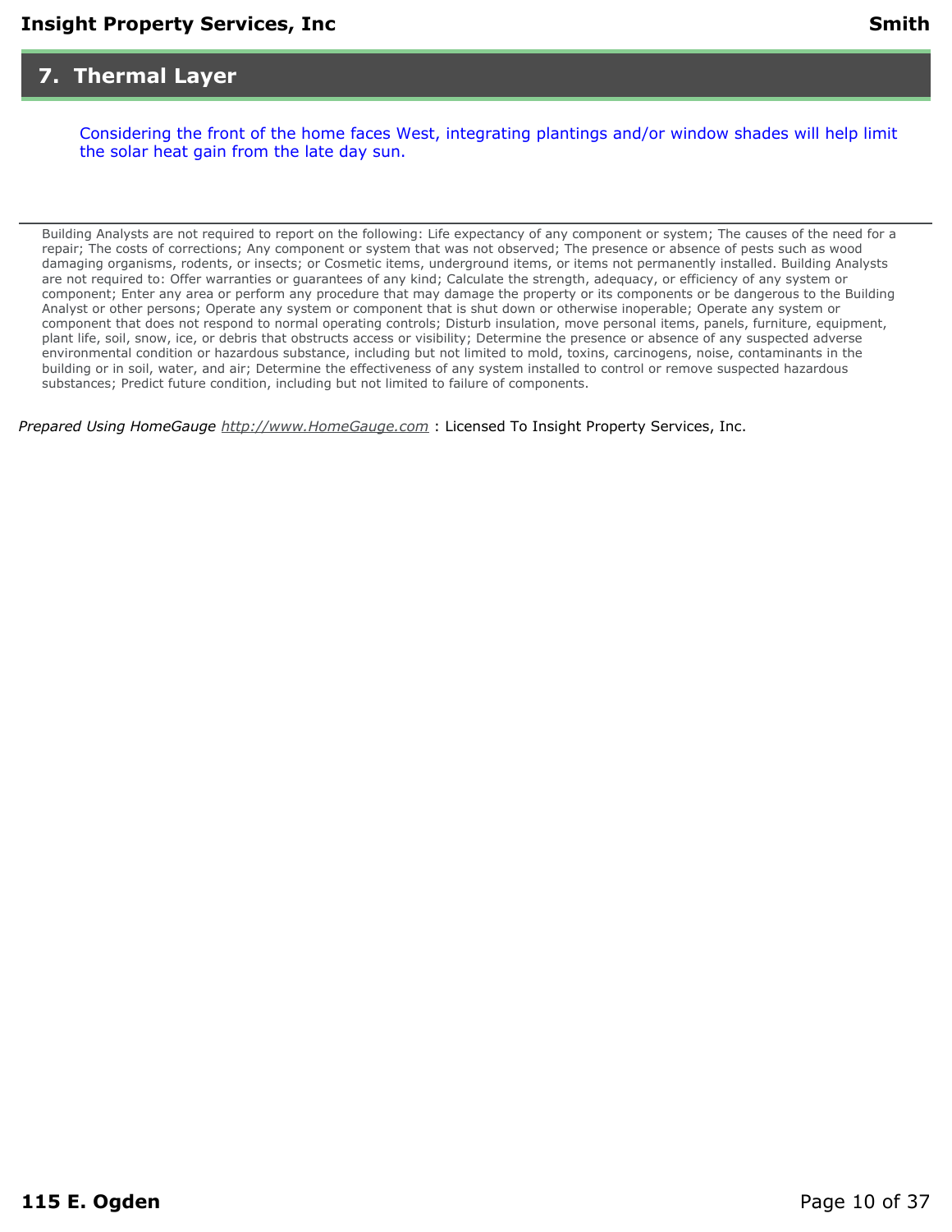## 7. Thermal Layer

Considering the front of the home faces West, integrating plantings and/or window shades will help limit the solar heat gain from the late day sun.

---

Building Analysts are not required to report on the following: Life expectancy of any component or system; The causes of the need for a repair; The costs of corrections; Any component or system that was not observed; The presence or absence of pests such as wood damaging organisms, rodents, or insects; or Cosmetic items, underground items, or items not permanently installed. Building Analysts are not required to: Offer warranties or guarantees of any kind; Calculate the strength, adequacy, or efficiency of any system or component; Enter any area or perform any procedure that may damage the property or its components or be dangerous to the Building Analyst or other persons; Operate any system or component that is shut down or otherwise inoperable; Operate any system or component that does not respond to normal operating controls; Disturb insulation, move personal items, panels, furniture, equipment, plant life, soil, snow, ice, or debris that obstructs access or visibility; Determine the presence or absence of any suspected adverse environmental condition or hazardous substance, including but not limited to mold, toxins, carcinogens, noise, contaminants in the building or in soil, water, and air; Determine the effectiveness of any system installed to control or remove suspected hazardous substances; Predict future condition, including but not limited to failure of components.

*Prepared Using HomeGauge* http://www.HomeGauge.com : Licensed To Insight Property Services, Inc.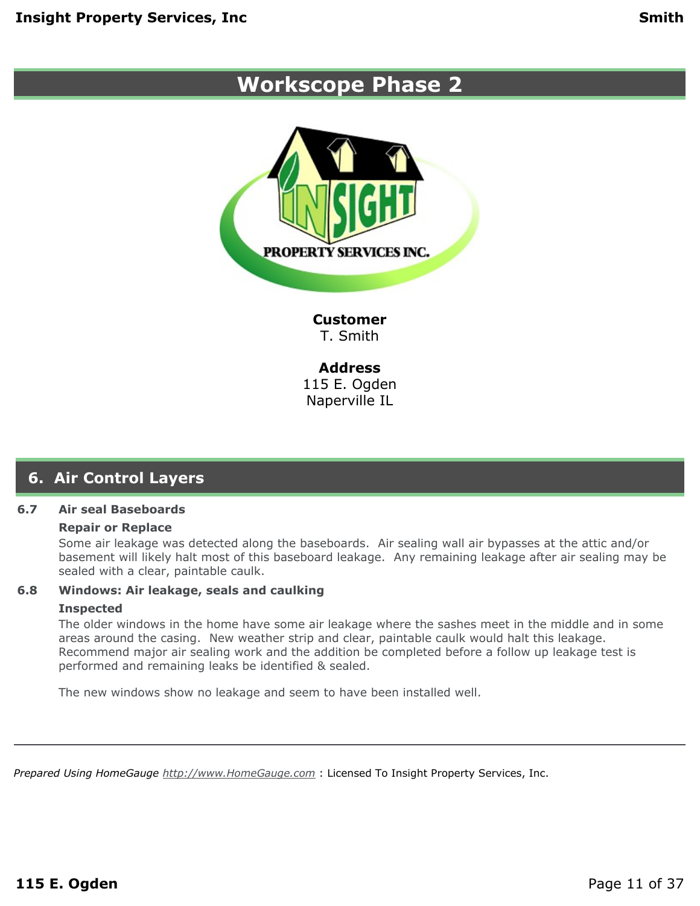# Workscope Phase 2

**Customer**
T. Smith

**Address**
115 E. Ogden
Naperville IL

## 6. Air Control Layers

**6.7 Air seal Baseboards**

**Repair or Replace**

Some air leakage was detected along the baseboards. Air sealing wall air bypasses at the attic and/or basement will likely halt most of this baseboard leakage. Any remaining leakage after air sealing may be sealed with a clear, paintable caulk.

**6.8 Windows: Air leakage, seals and caulking**

**Inspected**

The older windows in the home have some air leakage where the sashes meet in the middle and in some areas around the casing. New weather strip and clear, paintable caulk would halt this leakage. Recommend major air sealing work and the addition be completed before a follow up leakage test is performed and remaining leaks be identified & sealed.

The new windows show no leakage and seem to have been installed well.

*Prepared Using HomeGauge http://www.HomeGauge.com* : Licensed To Insight Property Services, Inc.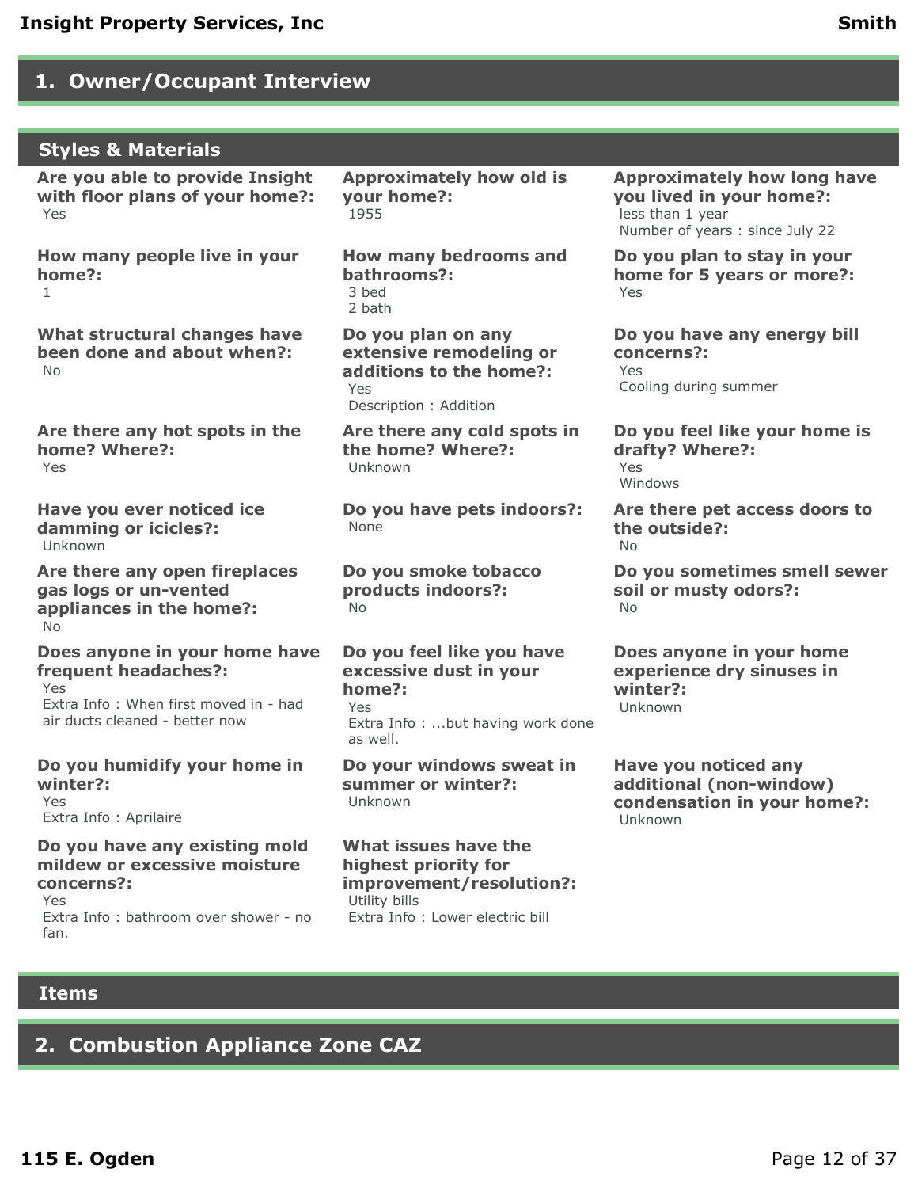## 1. Owner/Occupant Interview

### Styles & Materials

**Are you able to provide Insight with floor plans of your home?:**
Yes

**Approximately how old is your home?:**
1955

**Approximately how long have you lived in your home?:**
less than 1 year
Number of years : since July 22

**How many people live in your home?:**
1

**How many bedrooms and bathrooms?:**
3 bed
2 bath

**Do you plan to stay in your home for 5 years or more?:**
Yes

**What structural changes have been done and about when?:**
No

**Do you plan on any extensive remodeling or additions to the home?:**
Yes
Description : Addition

**Do you have any energy bill concerns?:**
Yes
Cooling during summer

**Are there any hot spots in the home? Where?:**
Yes

**Are there any cold spots in the home? Where?:**
Unknown

**Do you feel like your home is drafty? Where?:**
Yes
Windows

**Have you ever noticed ice damming or icicles?:**
Unknown

**Do you have pets indoors?:**
None

**Are there pet access doors to the outside?:**
No

**Are there any open fireplaces gas logs or un-vented appliances in the home?:**
No

**Do you smoke tobacco products indoors?:**
No

**Do you sometimes smell sewer soil or musty odors?:**
No

**Does anyone in your home have frequent headaches?:**
Yes
Extra Info : When first moved in - had air ducts cleaned - better now

**Do you feel like you have excessive dust in your home?:**
Yes
Extra Info : ...but having work done as well.

**Does anyone in your home experience dry sinuses in winter?:**
Unknown

**Do you humidify your home in winter?:**
Yes
Extra Info : Aprilaire

**Do your windows sweat in summer or winter?:**
Unknown

**Have you noticed any additional (non-window) condensation in your home?:**
Unknown

**Do you have any existing mold mildew or excessive moisture concerns?:**
Yes
Extra Info : bathroom over shower - no fan.

**What issues have the highest priority for improvement/resolution?:**
Utility bills
Extra Info : Lower electric bill

### Items

## 2. Combustion Appliance Zone CAZ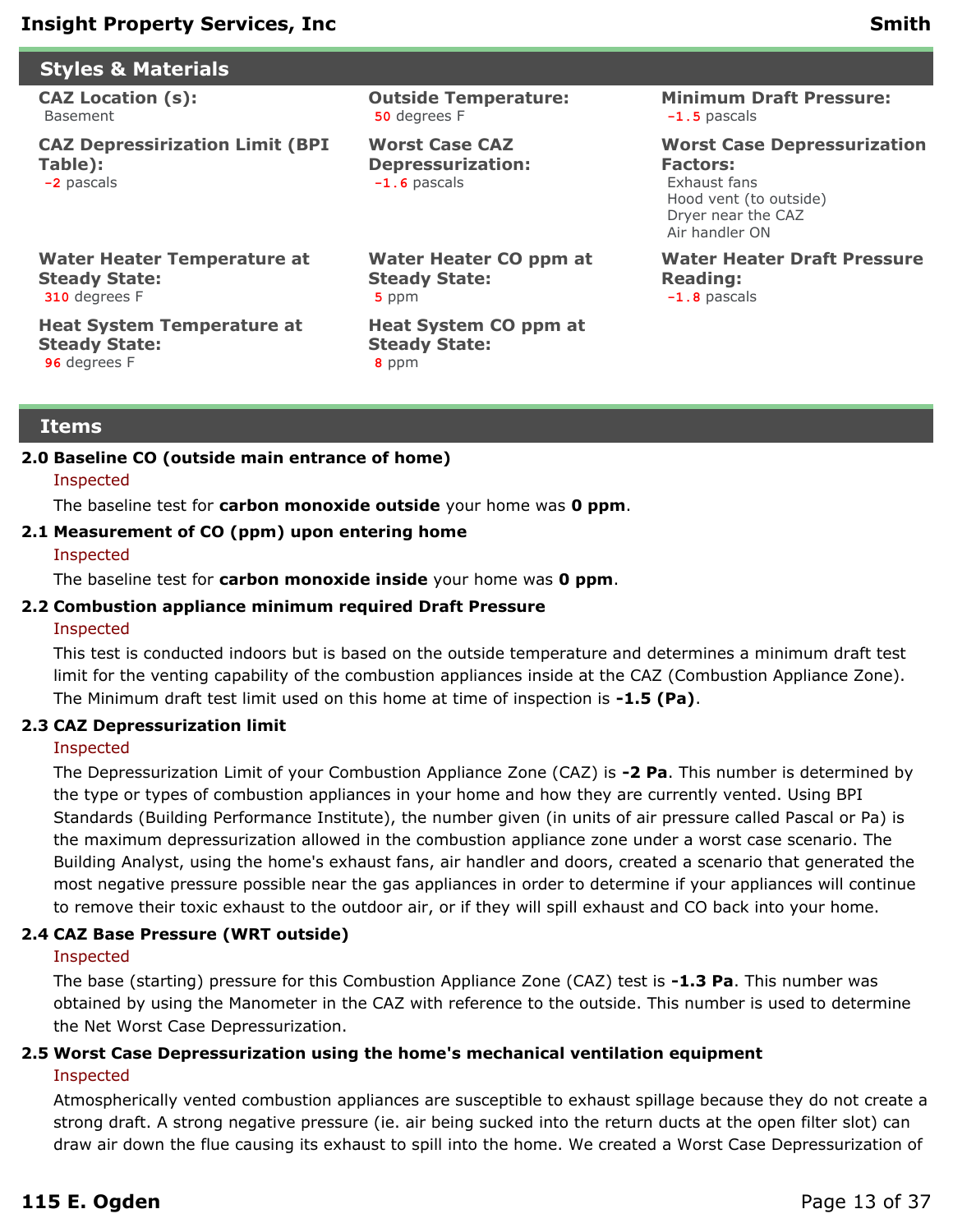## Styles & Materials

**CAZ Location (s):**
Basement

**Outside Temperature:**
50 degrees F

**Minimum Draft Pressure:**
-1.5 pascals

**CAZ Depressirization Limit (BPI Table):**
-2 pascals

**Worst Case CAZ Depressurization:**
-1.6 pascals

**Worst Case Depressurization Factors:**
Exhaust fans
Hood vent (to outside)
Dryer near the CAZ
Air handler ON

**Water Heater Temperature at Steady State:**
310 degrees F

**Water Heater CO ppm at Steady State:**
5 ppm

**Water Heater Draft Pressure Reading:**
-1.8 pascals

**Heat System Temperature at Steady State:**
96 degrees F

**Heat System CO ppm at Steady State:**
8 ppm

## Items

**2.0 Baseline CO (outside main entrance of home)**

Inspected

The baseline test for **carbon monoxide outside** your home was **0 ppm**.

**2.1 Measurement of CO (ppm) upon entering home**

Inspected

The baseline test for **carbon monoxide inside** your home was **0 ppm**.

**2.2 Combustion appliance minimum required Draft Pressure**

Inspected

This test is conducted indoors but is based on the outside temperature and determines a minimum draft test limit for the venting capability of the combustion appliances inside at the CAZ (Combustion Appliance Zone). The Minimum draft test limit used on this home at time of inspection is **-1.5 (Pa)**.

**2.3 CAZ Depressurization limit**

Inspected

The Depressurization Limit of your Combustion Appliance Zone (CAZ) is **-2 Pa**. This number is determined by the type or types of combustion appliances in your home and how they are currently vented. Using BPI Standards (Building Performance Institute), the number given (in units of air pressure called Pascal or Pa) is the maximum depressurization allowed in the combustion appliance zone under a worst case scenario. The Building Analyst, using the home's exhaust fans, air handler and doors, created a scenario that generated the most negative pressure possible near the gas appliances in order to determine if your appliances will continue to remove their toxic exhaust to the outdoor air, or if they will spill exhaust and CO back into your home.

**2.4 CAZ Base Pressure (WRT outside)**

Inspected

The base (starting) pressure for this Combustion Appliance Zone (CAZ) test is **-1.3 Pa**. This number was obtained by using the Manometer in the CAZ with reference to the outside. This number is used to determine the Net Worst Case Depressurization.

**2.5 Worst Case Depressurization using the home's mechanical ventilation equipment**

Inspected

Atmospherically vented combustion appliances are susceptible to exhaust spillage because they do not create a strong draft. A strong negative pressure (ie. air being sucked into the return ducts at the open filter slot) can draw air down the flue causing its exhaust to spill into the home. We created a Worst Case Depressurization of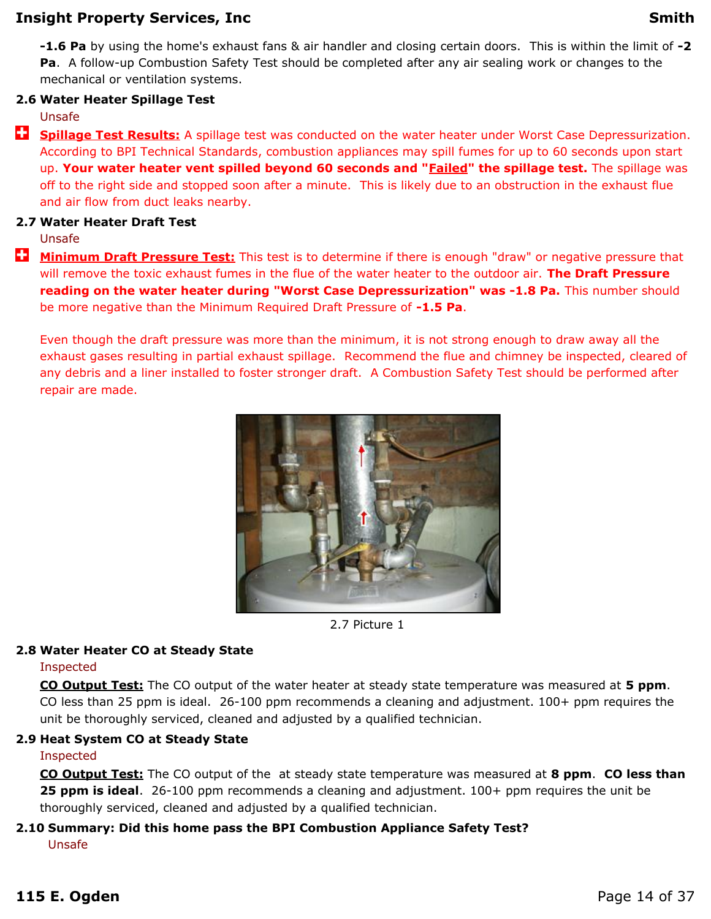**-1.6 Pa** by using the home's exhaust fans & air handler and closing certain doors. This is within the limit of **-2 Pa**. A follow-up Combustion Safety Test should be completed after any air sealing work or changes to the mechanical or ventilation systems.

### 2.6 Water Heater Spillage Test

Unsafe

**Spillage Test Results:** A spillage test was conducted on the water heater under Worst Case Depressurization. According to BPI Technical Standards, combustion appliances may spill fumes for up to 60 seconds upon start up. **Your water heater vent spilled beyond 60 seconds and "Failed" the spillage test.** The spillage was off to the right side and stopped soon after a minute. This is likely due to an obstruction in the exhaust flue and air flow from duct leaks nearby.

### 2.7 Water Heater Draft Test

Unsafe

**Minimum Draft Pressure Test:** This test is to determine if there is enough "draw" or negative pressure that will remove the toxic exhaust fumes in the flue of the water heater to the outdoor air. **The Draft Pressure reading on the water heater during "Worst Case Depressurization" was -1.8 Pa.** This number should be more negative than the Minimum Required Draft Pressure of **-1.5 Pa**.

Even though the draft pressure was more than the minimum, it is not strong enough to draw away all the exhaust gases resulting in partial exhaust spillage. Recommend the flue and chimney be inspected, cleared of any debris and a liner installed to foster stronger draft. A Combustion Safety Test should be performed after repair are made.

2.7 Picture 1

### 2.8 Water Heater CO at Steady State

Inspected

**CO Output Test:** The CO output of the water heater at steady state temperature was measured at **5 ppm**. CO less than 25 ppm is ideal. 26-100 ppm recommends a cleaning and adjustment. 100+ ppm requires the unit be thoroughly serviced, cleaned and adjusted by a qualified technician.

### 2.9 Heat System CO at Steady State

Inspected

**CO Output Test:** The CO output of the at steady state temperature was measured at **8 ppm**. **CO less than 25 ppm is ideal**. 26-100 ppm recommends a cleaning and adjustment. 100+ ppm requires the unit be thoroughly serviced, cleaned and adjusted by a qualified technician.

### 2.10 Summary: Did this home pass the BPI Combustion Appliance Safety Test?

Unsafe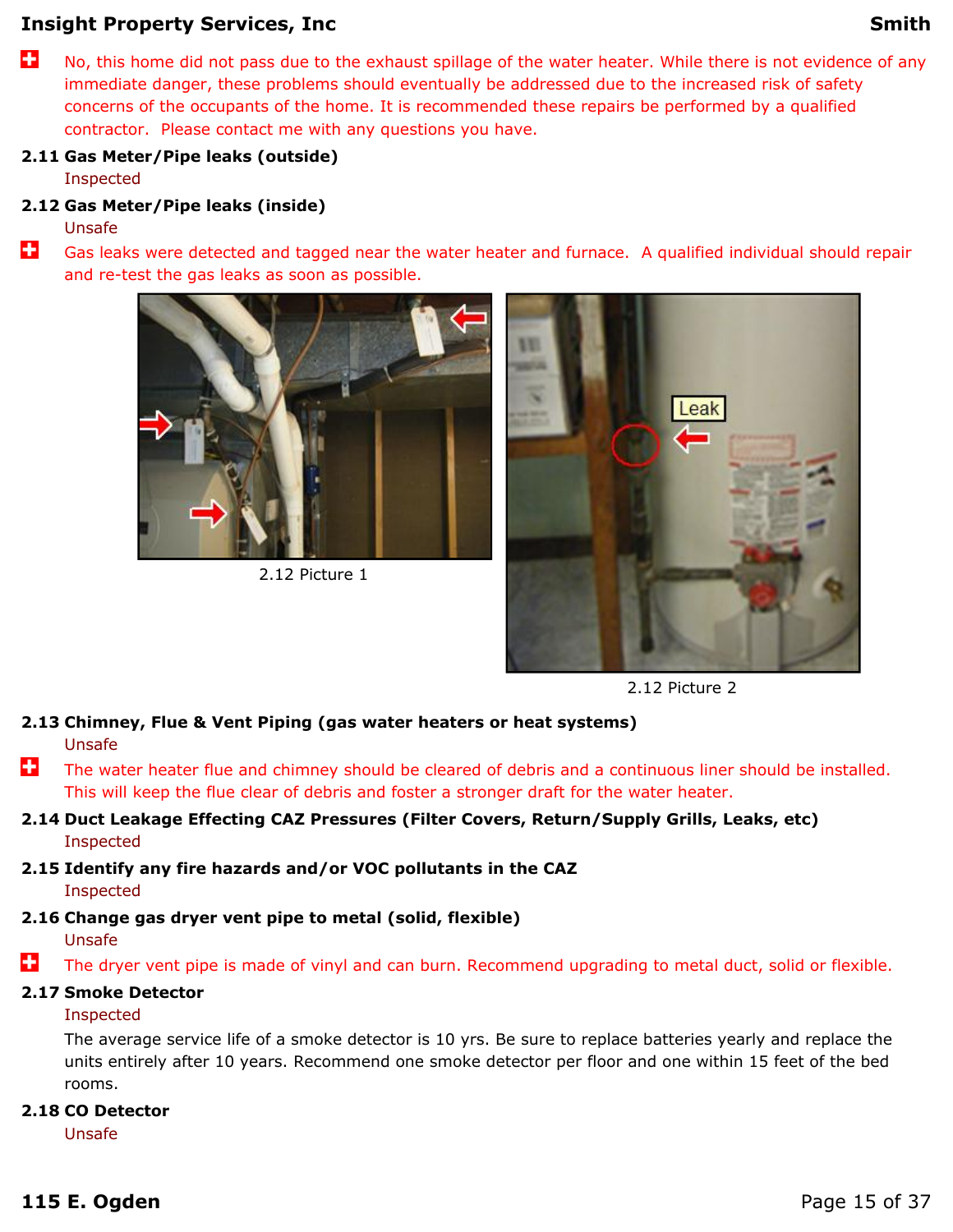No, this home did not pass due to the exhaust spillage of the water heater. While there is not evidence of any immediate danger, these problems should eventually be addressed due to the increased risk of safety concerns of the occupants of the home. It is recommended these repairs be performed by a qualified contractor. Please contact me with any questions you have.

**2.11 Gas Meter/Pipe leaks (outside)**

Inspected

**2.12 Gas Meter/Pipe leaks (inside)**

Unsafe

Gas leaks were detected and tagged near the water heater and furnace. A qualified individual should repair and re-test the gas leaks as soon as possible.

2.12 Picture 1

2.12 Picture 2

**2.13 Chimney, Flue & Vent Piping (gas water heaters or heat systems)**

Unsafe

The water heater flue and chimney should be cleared of debris and a continuous liner should be installed. This will keep the flue clear of debris and foster a stronger draft for the water heater.

**2.14 Duct Leakage Effecting CAZ Pressures (Filter Covers, Return/Supply Grills, Leaks, etc)**

Inspected

**2.15 Identify any fire hazards and/or VOC pollutants in the CAZ**

Inspected

**2.16 Change gas dryer vent pipe to metal (solid, flexible)**

Unsafe

The dryer vent pipe is made of vinyl and can burn. Recommend upgrading to metal duct, solid or flexible.

**2.17 Smoke Detector**

Inspected

The average service life of a smoke detector is 10 yrs. Be sure to replace batteries yearly and replace the units entirely after 10 years. Recommend one smoke detector per floor and one within 15 feet of the bed rooms.

**2.18 CO Detector**

Unsafe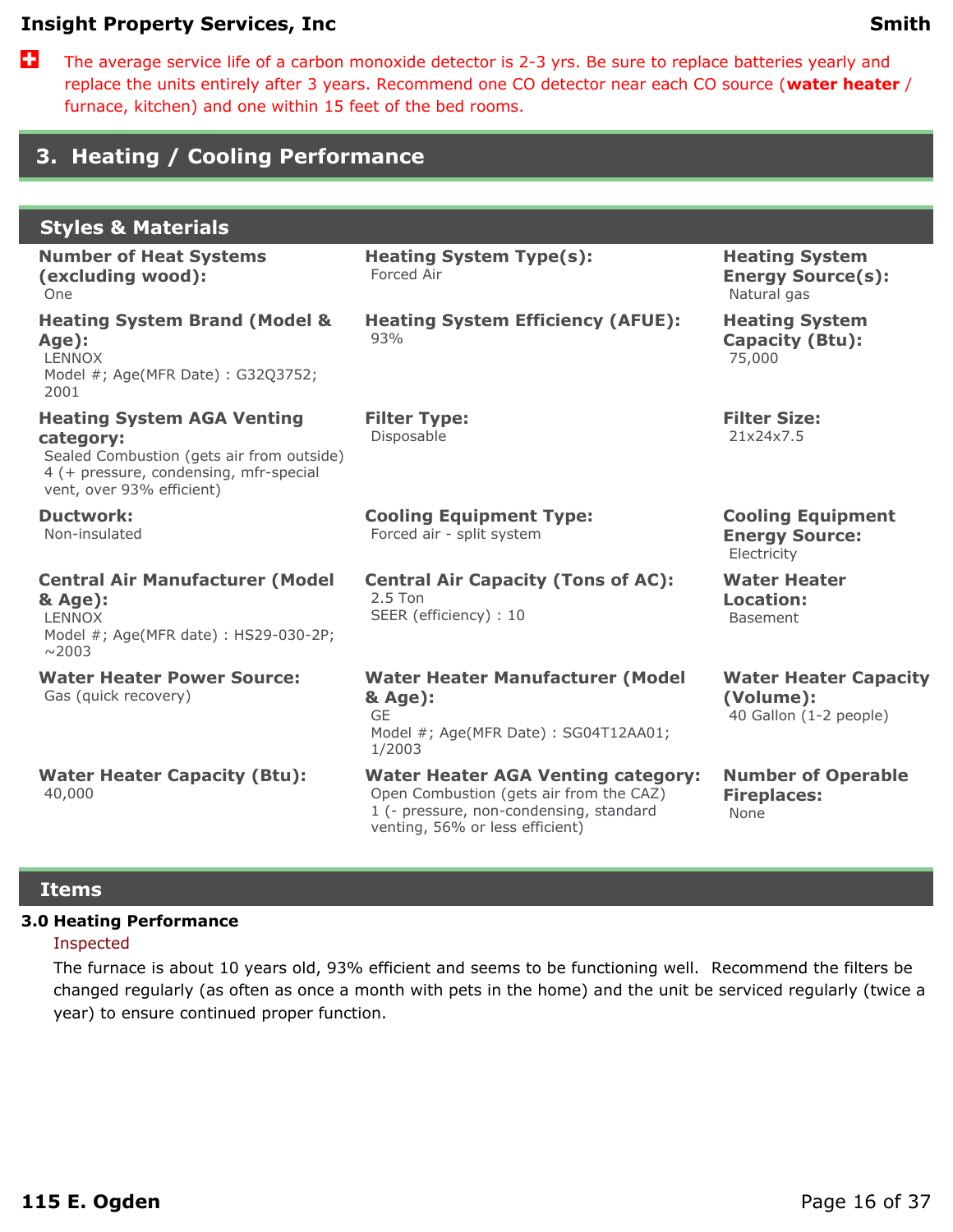+ The average service life of a carbon monoxide detector is 2-3 yrs. Be sure to replace batteries yearly and replace the units entirely after 3 years. Recommend one CO detector near each CO source (**water heater** / furnace, kitchen) and one within 15 feet of the bed rooms.

# 3. Heating / Cooling Performance

## Styles & Materials

**Number of Heat Systems (excluding wood):**
One

**Heating System Type(s):**
Forced Air

**Heating System Energy Source(s):**
Natural gas

**Heating System Brand (Model & Age):**
LENNOX
Model #; Age(MFR Date) : G32Q3752; 2001

**Heating System Efficiency (AFUE):**
93%

**Heating System Capacity (Btu):**
75,000

**Heating System AGA Venting category:**
Sealed Combustion (gets air from outside)
4 (+ pressure, condensing, mfr-special vent, over 93% efficient)

**Filter Type:**
Disposable

**Filter Size:**
21x24x7.5

**Ductwork:**
Non-insulated

**Cooling Equipment Type:**
Forced air - split system

**Cooling Equipment Energy Source:**
Electricity

**Central Air Manufacturer (Model & Age):**
LENNOX
Model #; Age(MFR date) : HS29-030-2P; ~2003

**Central Air Capacity (Tons of AC):**
2.5 Ton
SEER (efficiency) : 10

**Water Heater Location:**
Basement

**Water Heater Power Source:**
Gas (quick recovery)

**Water Heater Manufacturer (Model & Age):**
GE
Model #; Age(MFR Date) : SG04T12AA01; 1/2003

**Water Heater Capacity (Volume):**
40 Gallon (1-2 people)

**Water Heater Capacity (Btu):**
40,000

**Water Heater AGA Venting category:**
Open Combustion (gets air from the CAZ)
1 (- pressure, non-condensing, standard venting, 56% or less efficient)

**Number of Operable Fireplaces:**
None

## Items

**3.0 Heating Performance**

Inspected

The furnace is about 10 years old, 93% efficient and seems to be functioning well. Recommend the filters be changed regularly (as often as once a month with pets in the home) and the unit be serviced regularly (twice a year) to ensure continued proper function.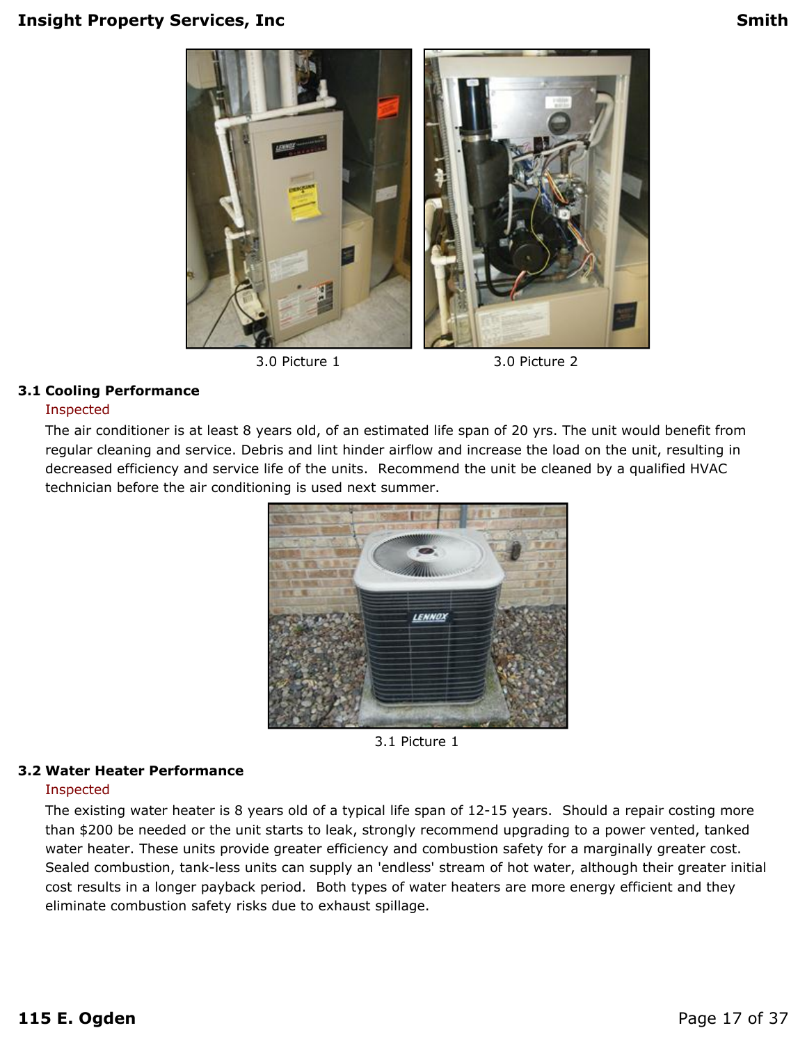3.0 Picture 1

3.0 Picture 2

### 3.1 Cooling Performance

Inspected

The air conditioner is at least 8 years old, of an estimated life span of 20 yrs. The unit would benefit from regular cleaning and service. Debris and lint hinder airflow and increase the load on the unit, resulting in decreased efficiency and service life of the units. Recommend the unit be cleaned by a qualified HVAC technician before the air conditioning is used next summer.

3.1 Picture 1

### 3.2 Water Heater Performance

Inspected

The existing water heater is 8 years old of a typical life span of 12-15 years. Should a repair costing more than $200 be needed or the unit starts to leak, strongly recommend upgrading to a power vented, tanked water heater. These units provide greater efficiency and combustion safety for a marginally greater cost. Sealed combustion, tank-less units can supply an 'endless' stream of hot water, although their greater initial cost results in a longer payback period. Both types of water heaters are more energy efficient and they eliminate combustion safety risks due to exhaust spillage.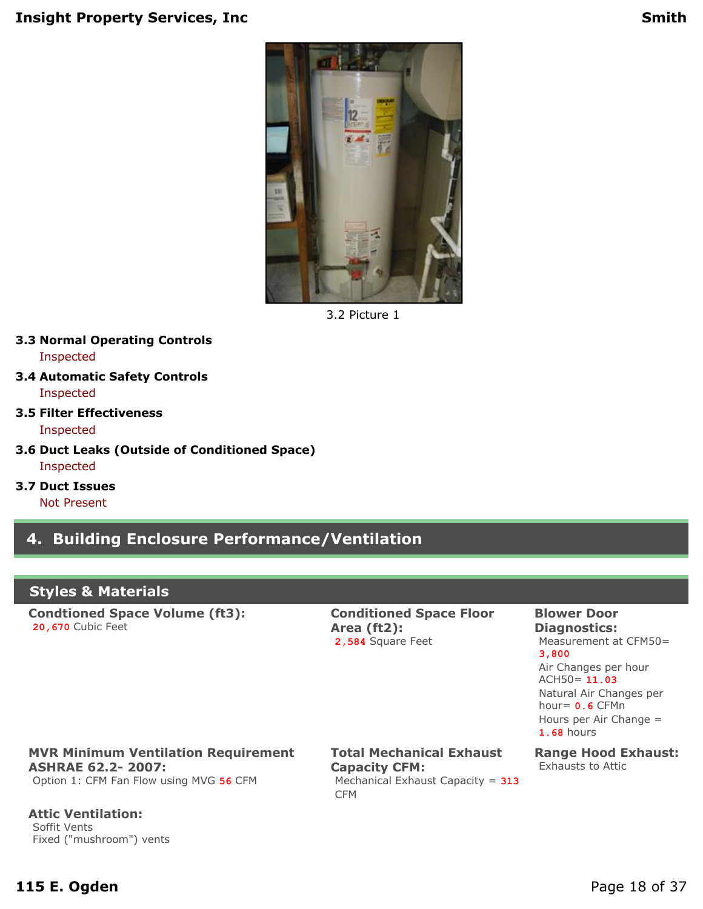3.2 Picture 1

**3.3 Normal Operating Controls**
Inspected

**3.4 Automatic Safety Controls**
Inspected

**3.5 Filter Effectiveness**
Inspected

**3.6 Duct Leaks (Outside of Conditioned Space)**
Inspected

**3.7 Duct Issues**
Not Present

## 4. Building Enclosure Performance/Ventilation

### Styles & Materials

**Condtioned Space Volume (ft3):**
20,670 Cubic Feet

**Conditioned Space Floor Area (ft2):**
2,584 Square Feet

**Blower Door Diagnostics:**
Measurement at CFM50= 3,800
Air Changes per hour ACH50= 11.03
Natural Air Changes per hour= 0.6 CFMn
Hours per Air Change = 1.68 hours

**MVR Minimum Ventilation Requirement ASHRAE 62.2- 2007:**
Option 1: CFM Fan Flow using MVG 56 CFM

**Total Mechanical Exhaust Capacity CFM:**
Mechanical Exhaust Capacity = 313 CFM

**Range Hood Exhaust:**
Exhausts to Attic

**Attic Ventilation:**
Soffit Vents
Fixed ("mushroom") vents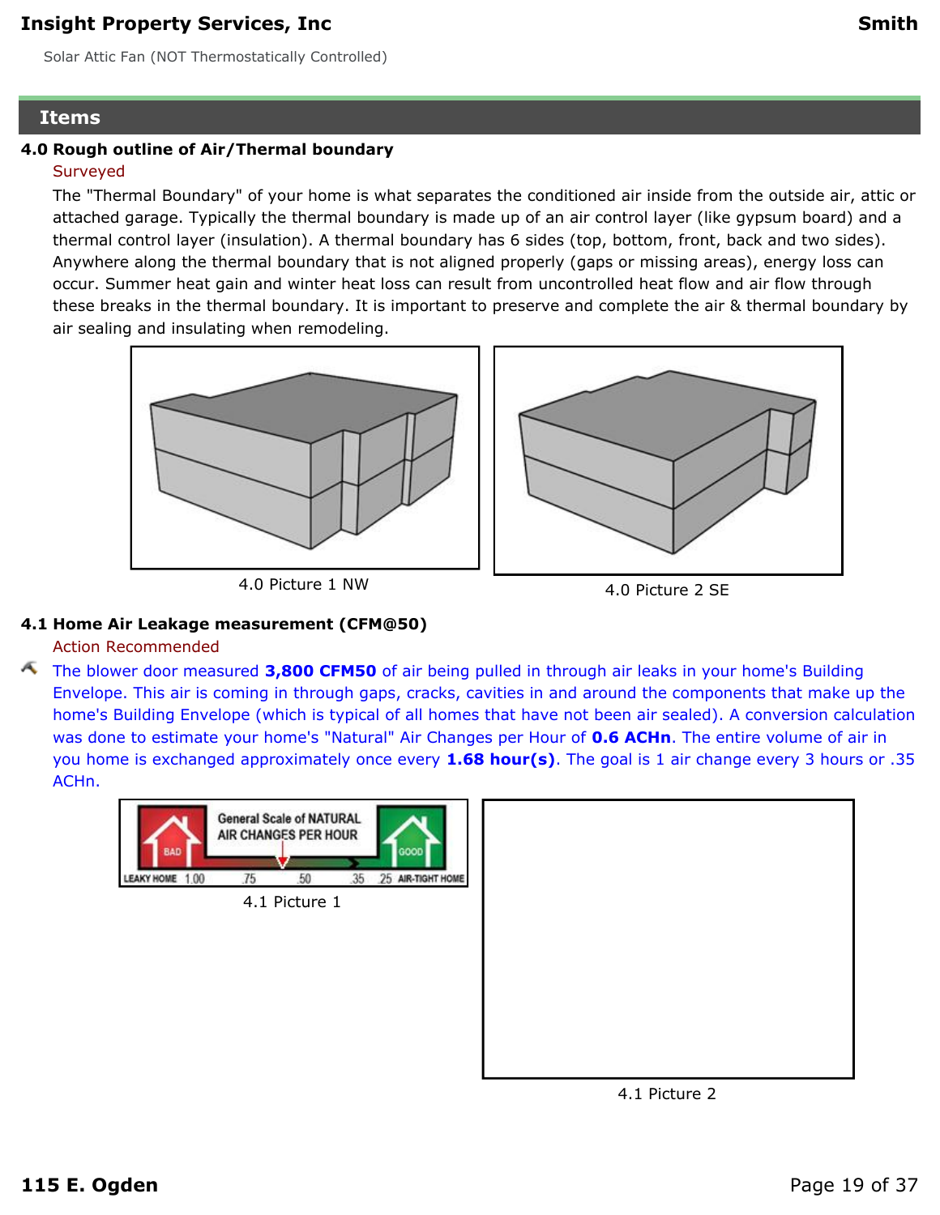Solar Attic Fan (NOT Thermostatically Controlled)

## Items

### 4.0 Rough outline of Air/Thermal boundary

Surveyed

The "Thermal Boundary" of your home is what separates the conditioned air inside from the outside air, attic or attached garage. Typically the thermal boundary is made up of an air control layer (like gypsum board) and a thermal control layer (insulation). A thermal boundary has 6 sides (top, bottom, front, back and two sides). Anywhere along the thermal boundary that is not aligned properly (gaps or missing areas), energy loss can occur. Summer heat gain and winter heat loss can result from uncontrolled heat flow and air flow through these breaks in the thermal boundary. It is important to preserve and complete the air & thermal boundary by air sealing and insulating when remodeling.

4.0 Picture 1 NW

4.0 Picture 2 SE

### 4.1 Home Air Leakage measurement (CFM@50)

Action Recommended

The blower door measured **3,800 CFM50** of air being pulled in through air leaks in your home's Building Envelope. This air is coming in through gaps, cracks, cavities in and around the components that make up the home's Building Envelope (which is typical of all homes that have not been air sealed). A conversion calculation was done to estimate your home's "Natural" Air Changes per Hour of **0.6 ACHn**. The entire volume of air in you home is exchanged approximately once every **1.68 hour(s)**. The goal is 1 air change every 3 hours or .35 ACHn.

4.1 Picture 1

4.1 Picture 2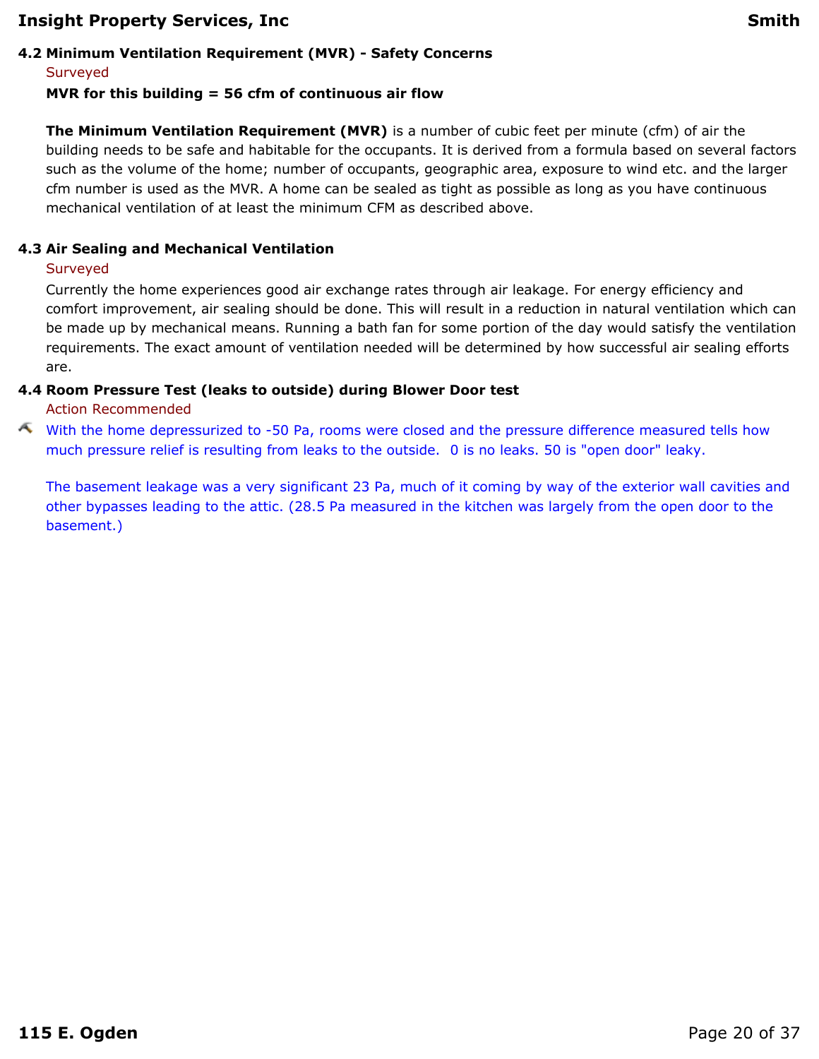### 4.2 Minimum Ventilation Requirement (MVR) - Safety Concerns

Surveyed

**MVR for this building = 56 cfm of continuous air flow**

**The Minimum Ventilation Requirement (MVR)** is a number of cubic feet per minute (cfm) of air the building needs to be safe and habitable for the occupants. It is derived from a formula based on several factors such as the volume of the home; number of occupants, geographic area, exposure to wind etc. and the larger cfm number is used as the MVR. A home can be sealed as tight as possible as long as you have continuous mechanical ventilation of at least the minimum CFM as described above.

### 4.3 Air Sealing and Mechanical Ventilation

Surveyed

Currently the home experiences good air exchange rates through air leakage. For energy efficiency and comfort improvement, air sealing should be done. This will result in a reduction in natural ventilation which can be made up by mechanical means. Running a bath fan for some portion of the day would satisfy the ventilation requirements. The exact amount of ventilation needed will be determined by how successful air sealing efforts are.

### 4.4 Room Pressure Test (leaks to outside) during Blower Door test

Action Recommended

With the home depressurized to -50 Pa, rooms were closed and the pressure difference measured tells how much pressure relief is resulting from leaks to the outside. 0 is no leaks. 50 is "open door" leaky.

The basement leakage was a very significant 23 Pa, much of it coming by way of the exterior wall cavities and other bypasses leading to the attic. (28.5 Pa measured in the kitchen was largely from the open door to the basement.)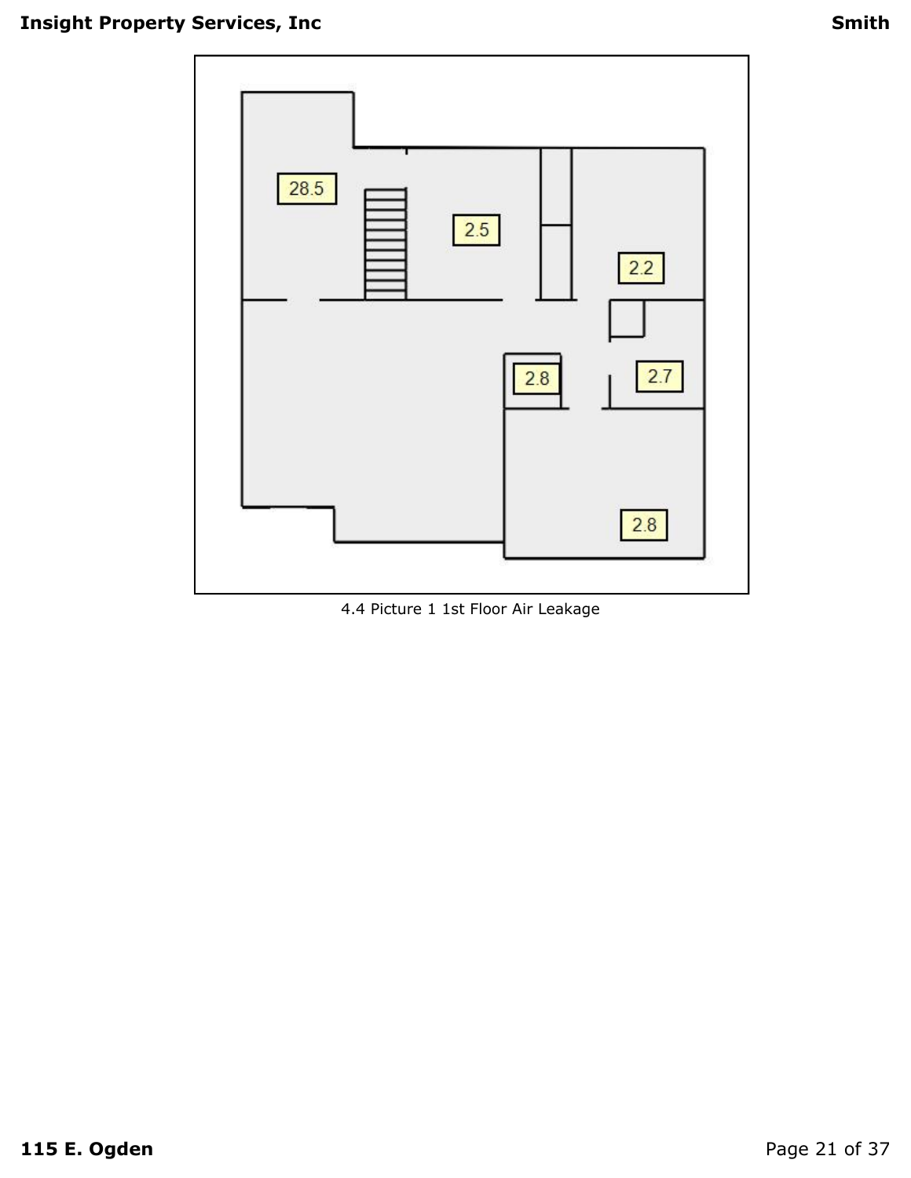28.5

2.5

2.2

2.8

2.7

2.8

4.4 Picture 1 1st Floor Air Leakage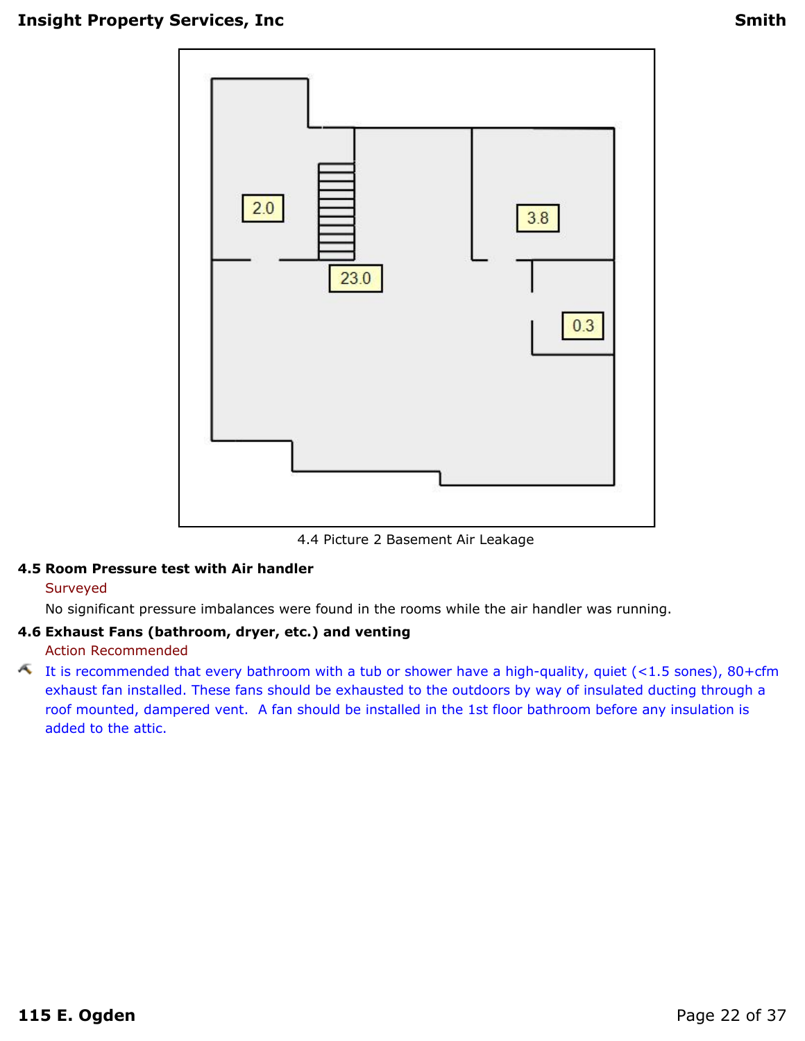4.4 Picture 2 Basement Air Leakage

**4.5 Room Pressure test with Air handler**

Surveyed

No significant pressure imbalances were found in the rooms while the air handler was running.

**4.6 Exhaust Fans (bathroom, dryer, etc.) and venting**

Action Recommended

It is recommended that every bathroom with a tub or shower have a high-quality, quiet (<1.5 sones), 80+cfm exhaust fan installed. These fans should be exhausted to the outdoors by way of insulated ducting through a roof mounted, dampered vent. A fan should be installed in the 1st floor bathroom before any insulation is added to the attic.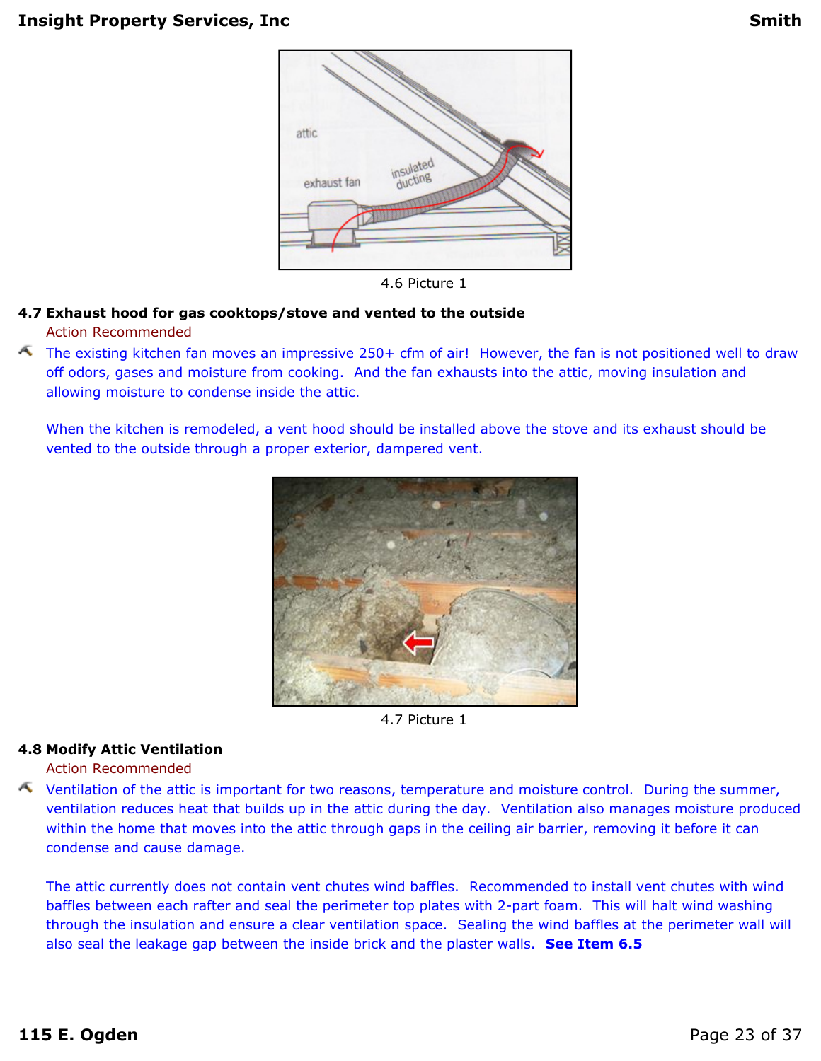4.6 Picture 1

### 4.7 Exhaust hood for gas cooktops/stove and vented to the outside

Action Recommended

The existing kitchen fan moves an impressive 250+ cfm of air! However, the fan is not positioned well to draw off odors, gases and moisture from cooking. And the fan exhausts into the attic, moving insulation and allowing moisture to condense inside the attic.

When the kitchen is remodeled, a vent hood should be installed above the stove and its exhaust should be vented to the outside through a proper exterior, dampered vent.

4.7 Picture 1

### 4.8 Modify Attic Ventilation

Action Recommended

Ventilation of the attic is important for two reasons, temperature and moisture control. During the summer, ventilation reduces heat that builds up in the attic during the day. Ventilation also manages moisture produced within the home that moves into the attic through gaps in the ceiling air barrier, removing it before it can condense and cause damage.

The attic currently does not contain vent chutes wind baffles. Recommended to install vent chutes with wind baffles between each rafter and seal the perimeter top plates with 2-part foam. This will halt wind washing through the insulation and ensure a clear ventilation space. Sealing the wind baffles at the perimeter wall will also seal the leakage gap between the inside brick and the plaster walls. **See Item 6.5**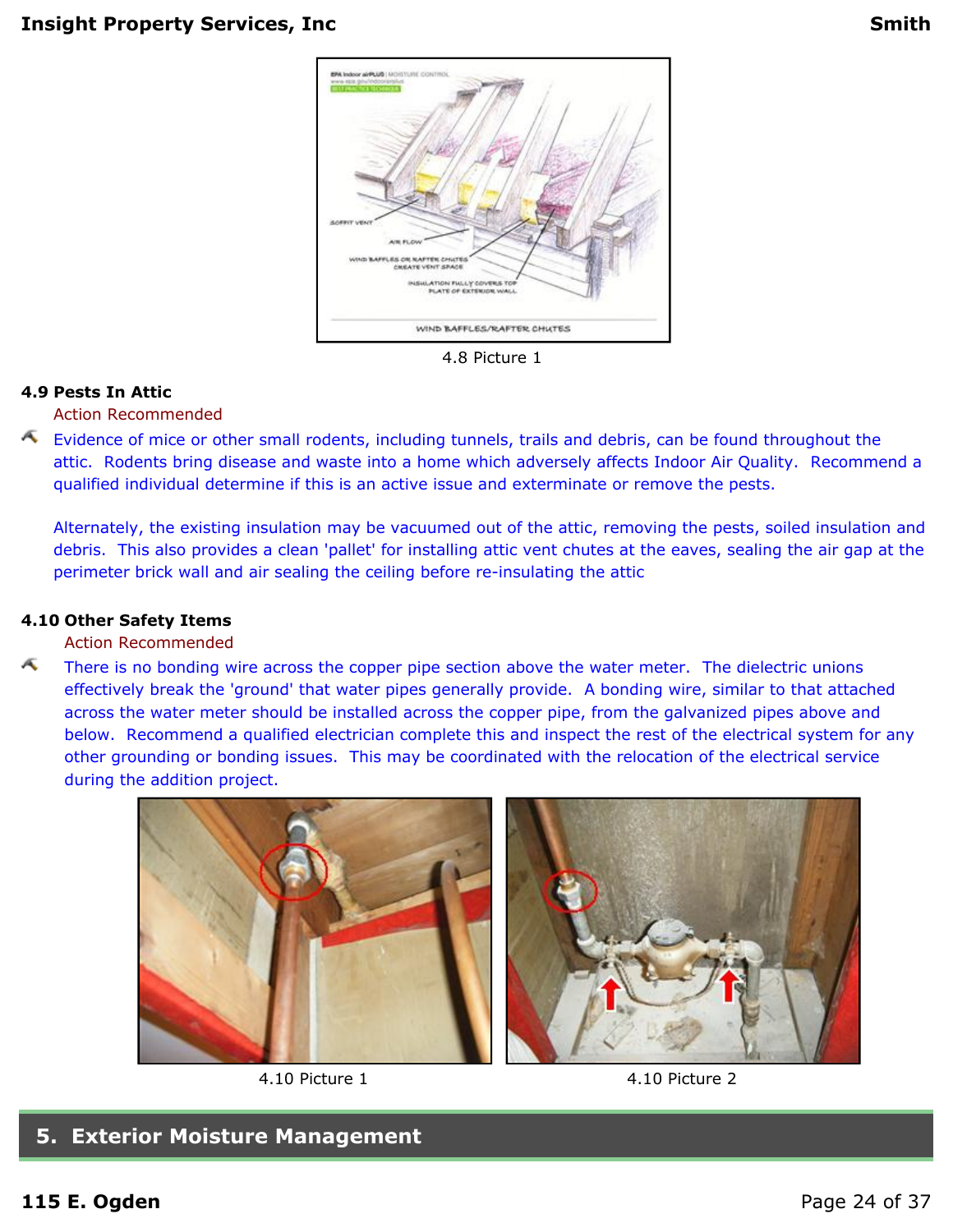4.8 Picture 1

### 4.9 Pests In Attic

Action Recommended

Evidence of mice or other small rodents, including tunnels, trails and debris, can be found throughout the attic. Rodents bring disease and waste into a home which adversely affects Indoor Air Quality. Recommend a qualified individual determine if this is an active issue and exterminate or remove the pests.

Alternately, the existing insulation may be vacuumed out of the attic, removing the pests, soiled insulation and debris. This also provides a clean 'pallet' for installing attic vent chutes at the eaves, sealing the air gap at the perimeter brick wall and air sealing the ceiling before re-insulating the attic

### 4.10 Other Safety Items

Action Recommended

There is no bonding wire across the copper pipe section above the water meter. The dielectric unions effectively break the 'ground' that water pipes generally provide. A bonding wire, similar to that attached across the water meter should be installed across the copper pipe, from the galvanized pipes above and below. Recommend a qualified electrician complete this and inspect the rest of the electrical system for any other grounding or bonding issues. This may be coordinated with the relocation of the electrical service during the addition project.

4.10 Picture 1

4.10 Picture 2

## 5. Exterior Moisture Management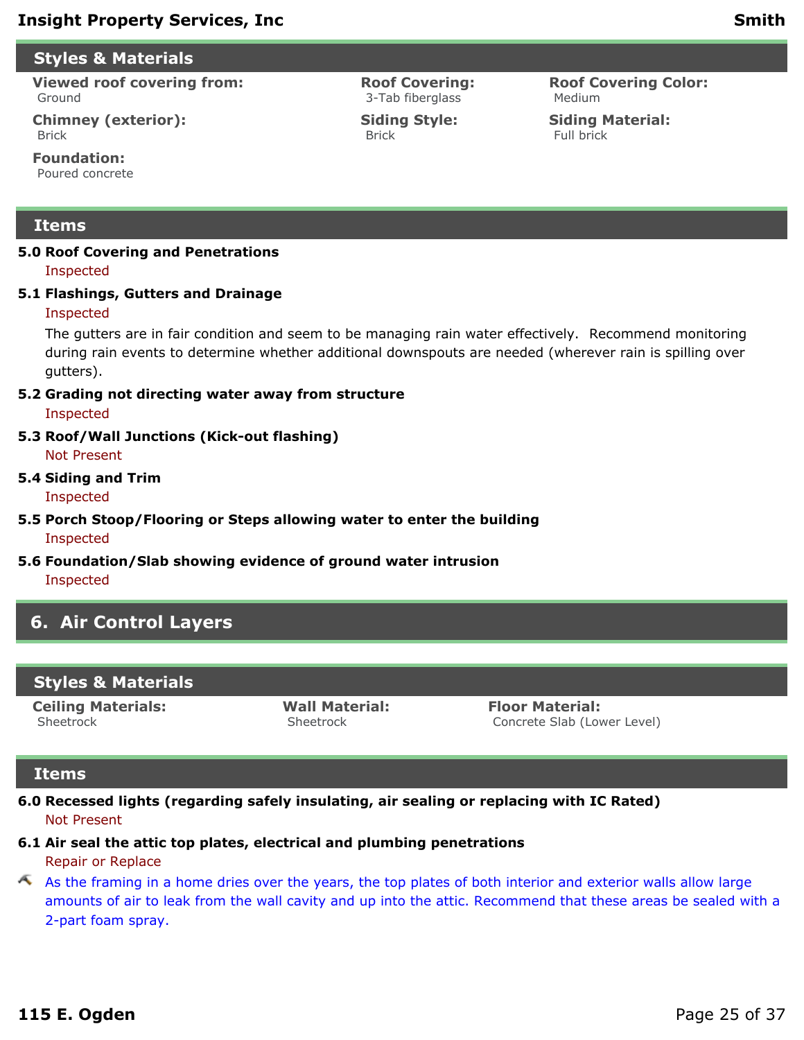## Styles & Materials

**Viewed roof covering from:**
Ground

**Roof Covering:**
3-Tab fiberglass

**Roof Covering Color:**
Medium

**Chimney (exterior):**
Brick

**Siding Style:**
Brick

**Siding Material:**
Full brick

**Foundation:**
Poured concrete

## Items

**5.0 Roof Covering and Penetrations**
Inspected

**5.1 Flashings, Gutters and Drainage**
Inspected

The gutters are in fair condition and seem to be managing rain water effectively. Recommend monitoring during rain events to determine whether additional downspouts are needed (wherever rain is spilling over gutters).

**5.2 Grading not directing water away from structure**
Inspected

**5.3 Roof/Wall Junctions (Kick-out flashing)**
Not Present

**5.4 Siding and Trim**
Inspected

**5.5 Porch Stoop/Flooring or Steps allowing water to enter the building**
Inspected

**5.6 Foundation/Slab showing evidence of ground water intrusion**
Inspected

# 6. Air Control Layers

## Styles & Materials

**Ceiling Materials:**
Sheetrock

**Wall Material:**
Sheetrock

**Floor Material:**
Concrete Slab (Lower Level)

## Items

**6.0 Recessed lights (regarding safely insulating, air sealing or replacing with IC Rated)**
Not Present

**6.1 Air seal the attic top plates, electrical and plumbing penetrations**
Repair or Replace

As the framing in a home dries over the years, the top plates of both interior and exterior walls allow large amounts of air to leak from the wall cavity and up into the attic. Recommend that these areas be sealed with a 2-part foam spray.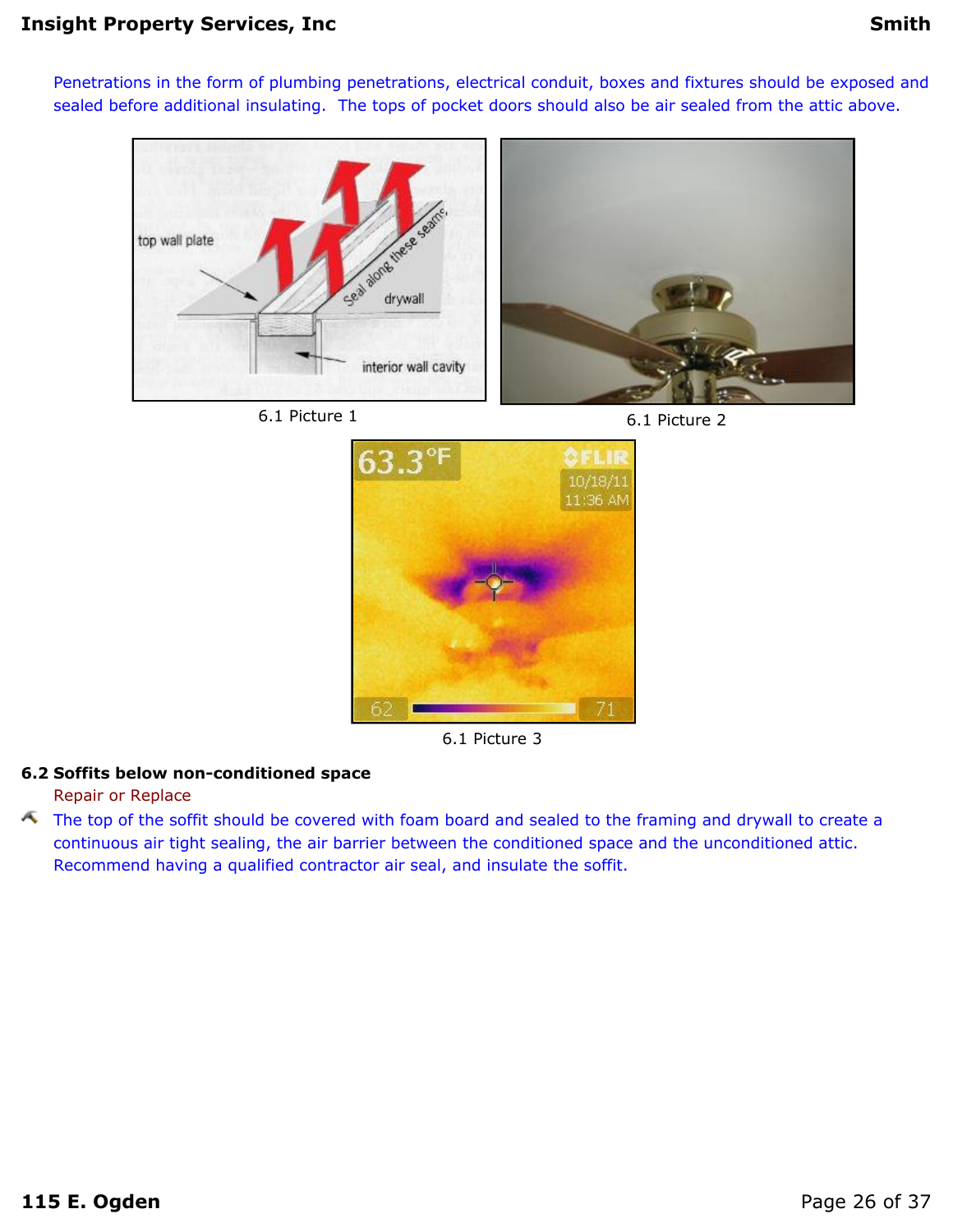Penetrations in the form of plumbing penetrations, electrical conduit, boxes and fixtures should be exposed and sealed before additional insulating. The tops of pocket doors should also be air sealed from the attic above.

6.1 Picture 1

6.1 Picture 2

6.1 Picture 3

**6.2 Soffits below non-conditioned space**

Repair or Replace

The top of the soffit should be covered with foam board and sealed to the framing and drywall to create a continuous air tight sealing, the air barrier between the conditioned space and the unconditioned attic. Recommend having a qualified contractor air seal, and insulate the soffit.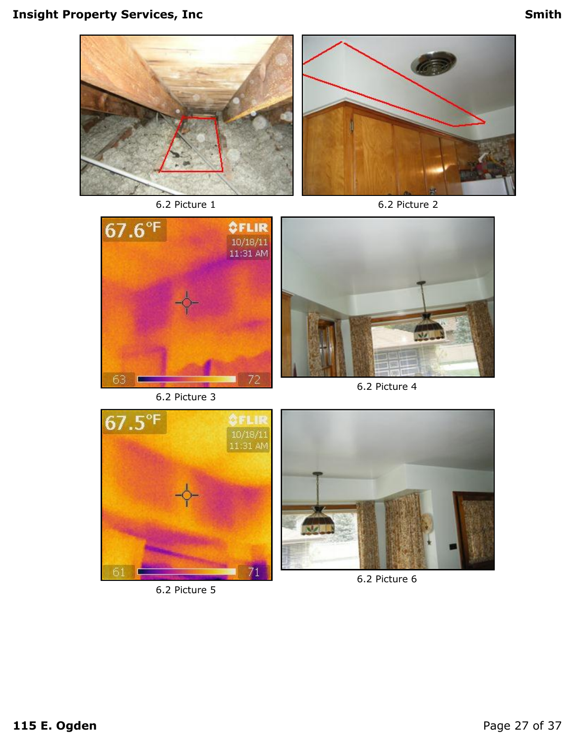6.2 Picture 1

6.2 Picture 2

6.2 Picture 3

6.2 Picture 4

6.2 Picture 5

6.2 Picture 6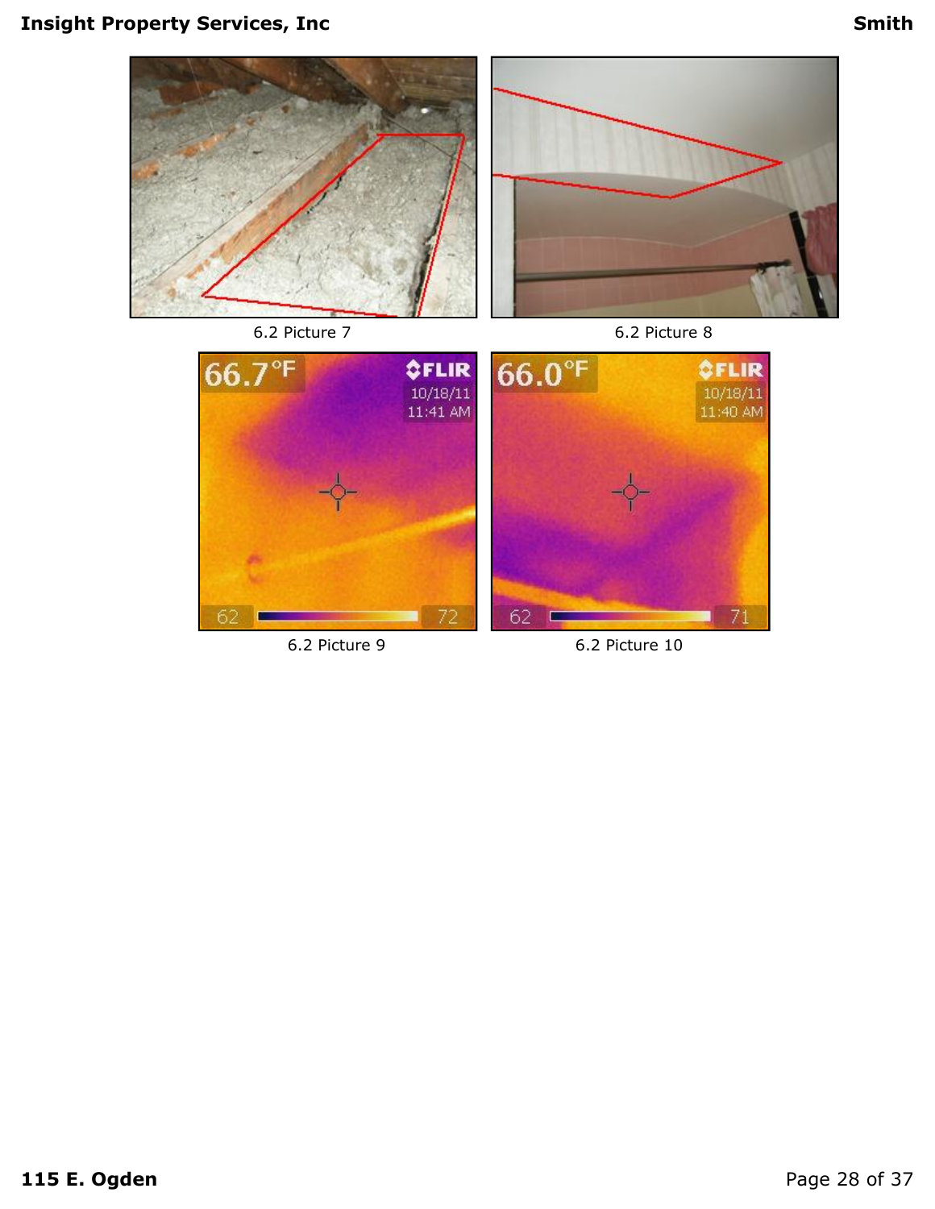6.2 Picture 7

6.2 Picture 8

6.2 Picture 9

6.2 Picture 10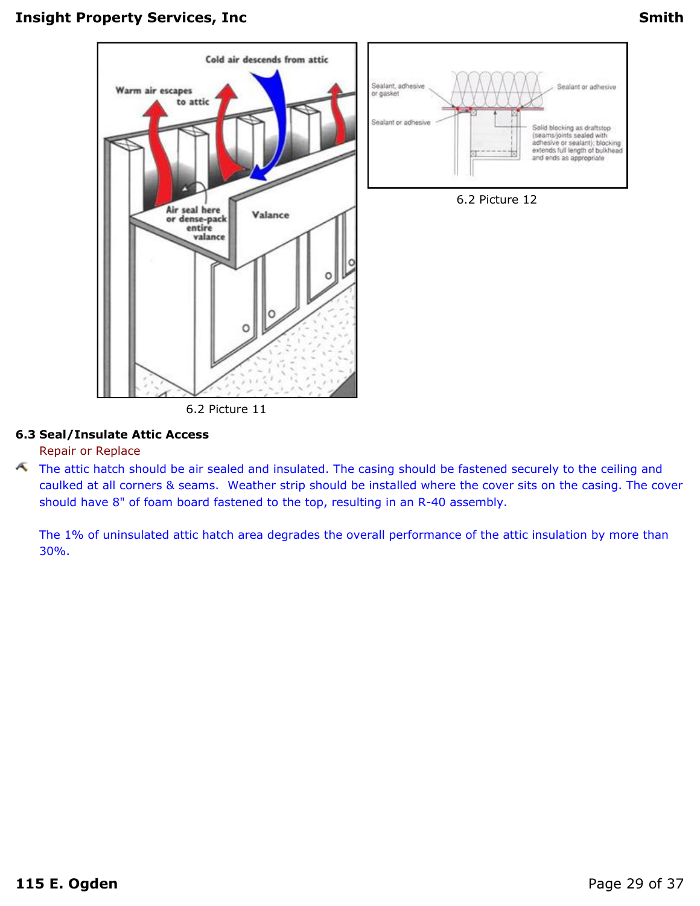6.2 Picture 11

6.2 Picture 12

### 6.3 Seal/Insulate Attic Access

Repair or Replace

The attic hatch should be air sealed and insulated. The casing should be fastened securely to the ceiling and caulked at all corners & seams.  Weather strip should be installed where the cover sits on the casing. The cover should have 8" of foam board fastened to the top, resulting in an R-40 assembly.

The 1% of uninsulated attic hatch area degrades the overall performance of the attic insulation by more than 30%.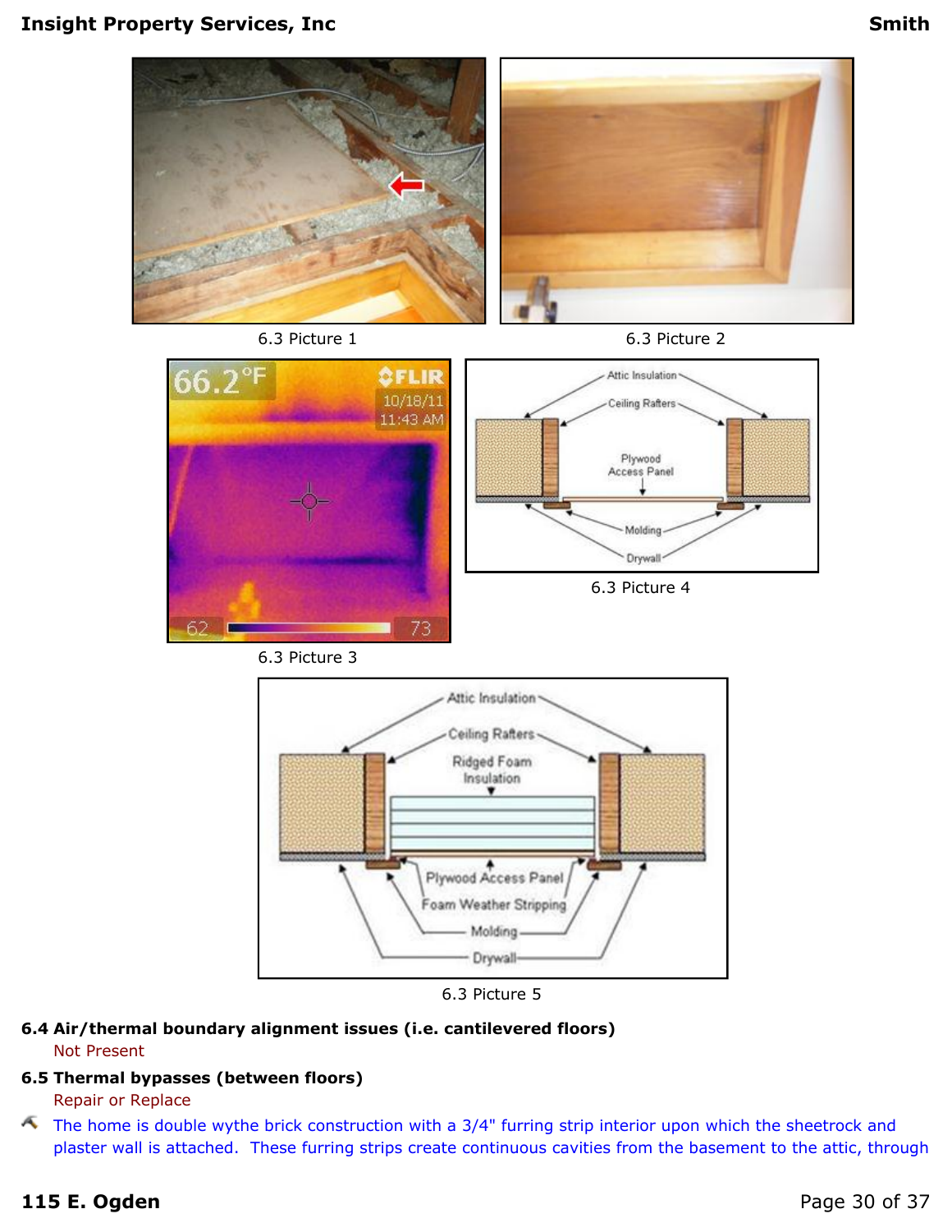6.3 Picture 1

6.3 Picture 2

6.3 Picture 3

6.3 Picture 4

6.3 Picture 5

**6.4 Air/thermal boundary alignment issues (i.e. cantilevered floors)**

Not Present

**6.5 Thermal bypasses (between floors)**

Repair or Replace

The home is double wythe brick construction with a 3/4" furring strip interior upon which the sheetrock and plaster wall is attached. These furring strips create continuous cavities from the basement to the attic, through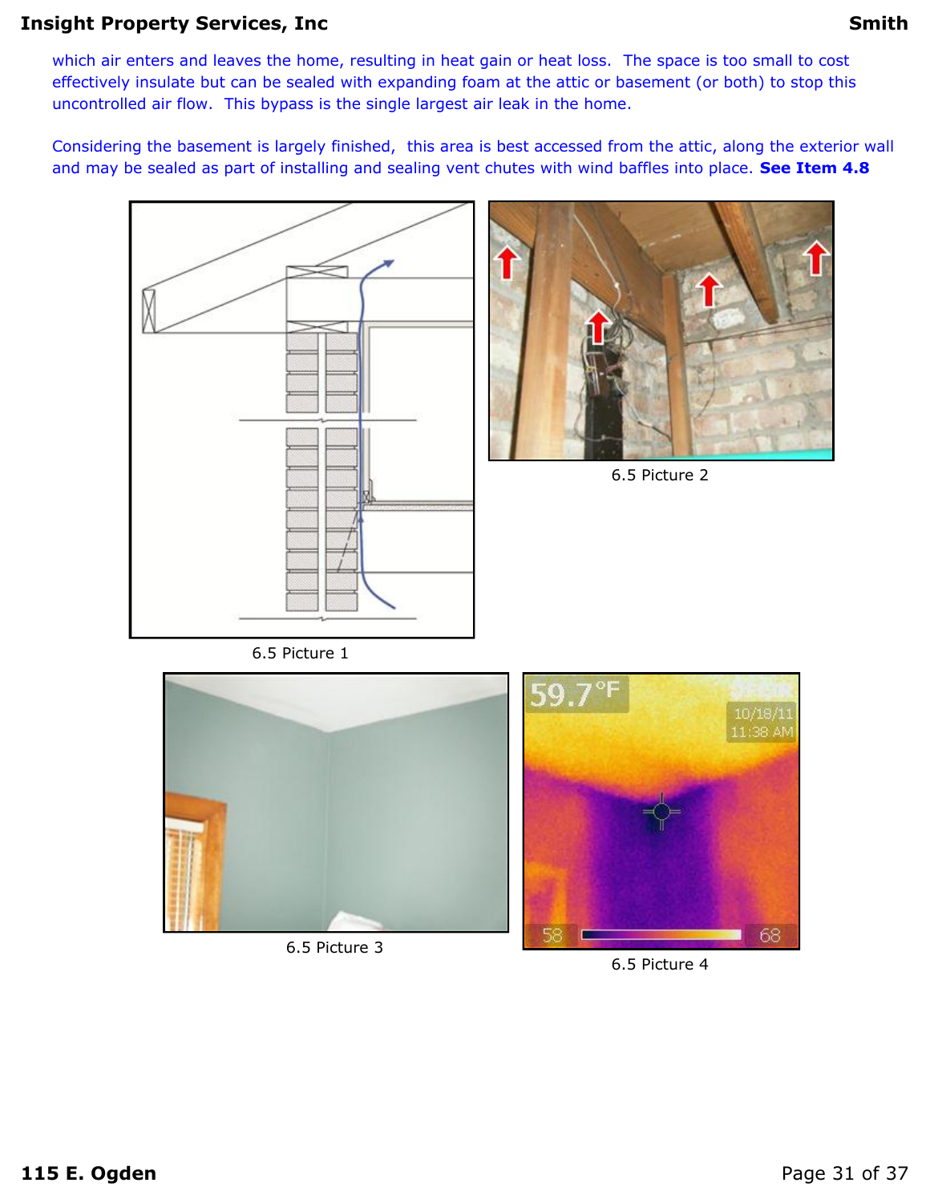which air enters and leaves the home, resulting in heat gain or heat loss. The space is too small to cost effectively insulate but can be sealed with expanding foam at the attic or basement (or both) to stop this uncontrolled air flow. This bypass is the single largest air leak in the home.

Considering the basement is largely finished, this area is best accessed from the attic, along the exterior wall and may be sealed as part of installing and sealing vent chutes with wind baffles into place. **See Item 4.8**

6.5 Picture 1

6.5 Picture 2

6.5 Picture 3

6.5 Picture 4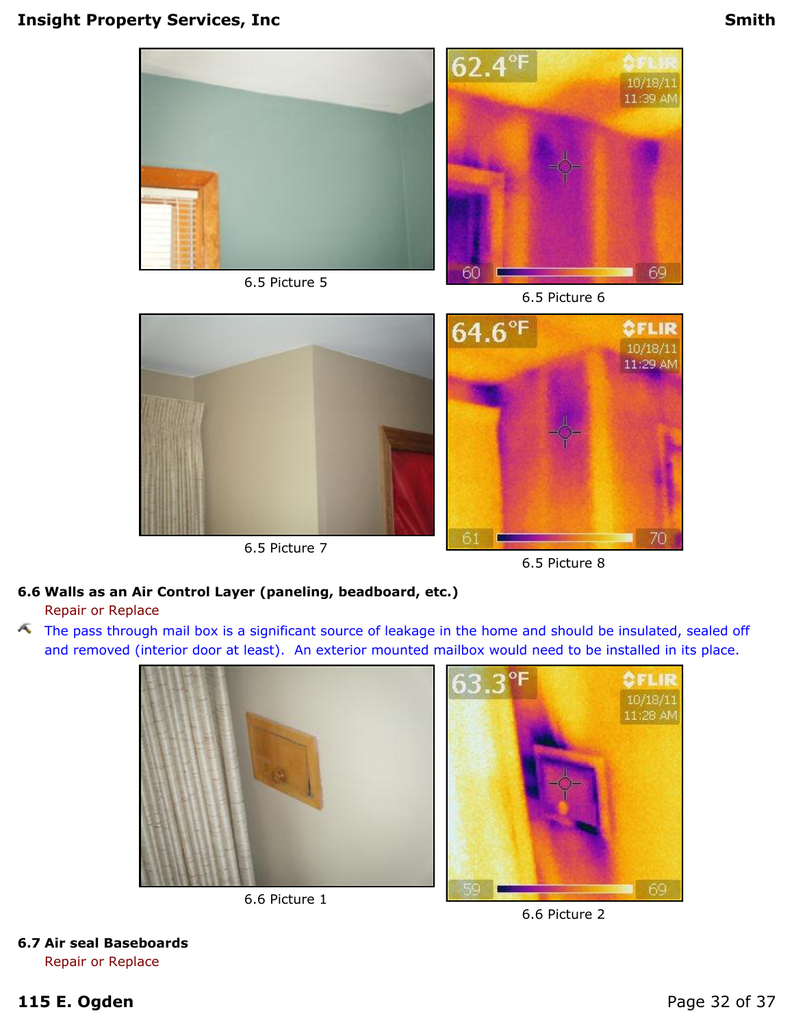6.5 Picture 5

6.5 Picture 6

6.5 Picture 7

6.5 Picture 8

**6.6 Walls as an Air Control Layer (paneling, beadboard, etc.)**

Repair or Replace

The pass through mail box is a significant source of leakage in the home and should be insulated, sealed off and removed (interior door at least). An exterior mounted mailbox would need to be installed in its place.

6.6 Picture 1

6.6 Picture 2

**6.7 Air seal Baseboards**

Repair or Replace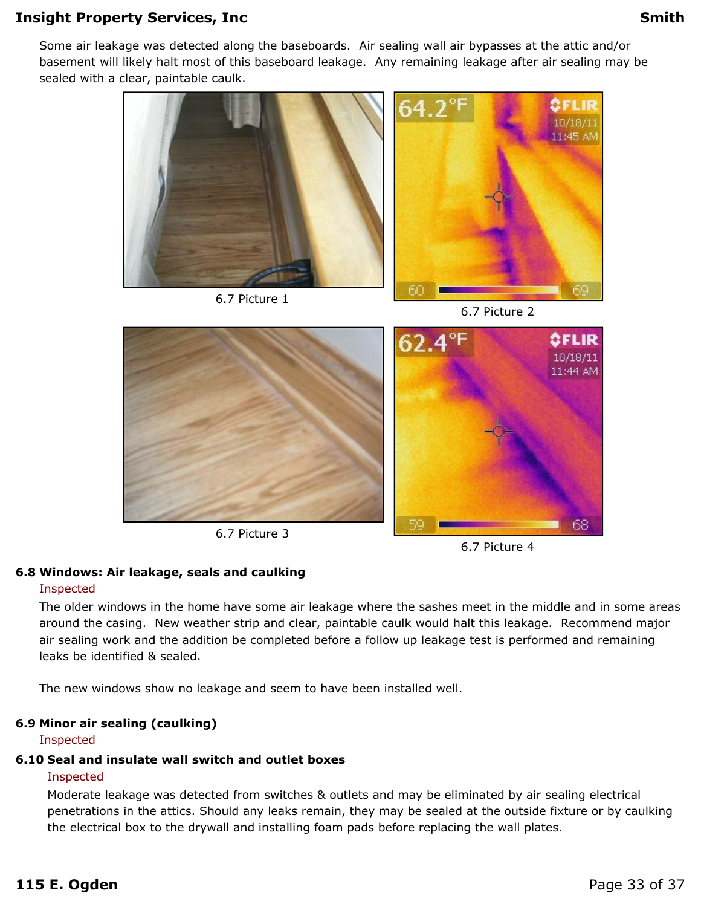Some air leakage was detected along the baseboards. Air sealing wall air bypasses at the attic and/or basement will likely halt most of this baseboard leakage. Any remaining leakage after air sealing may be sealed with a clear, paintable caulk.

6.7 Picture 1

6.7 Picture 2

6.7 Picture 3

6.7 Picture 4

**6.8 Windows: Air leakage, seals and caulking**

Inspected

The older windows in the home have some air leakage where the sashes meet in the middle and in some areas around the casing. New weather strip and clear, paintable caulk would halt this leakage. Recommend major air sealing work and the addition be completed before a follow up leakage test is performed and remaining leaks be identified & sealed.

The new windows show no leakage and seem to have been installed well.

**6.9 Minor air sealing (caulking)**

Inspected

**6.10 Seal and insulate wall switch and outlet boxes**

Inspected

Moderate leakage was detected from switches & outlets and may be eliminated by air sealing electrical penetrations in the attics. Should any leaks remain, they may be sealed at the outside fixture or by caulking the electrical box to the drywall and installing foam pads before replacing the wall plates.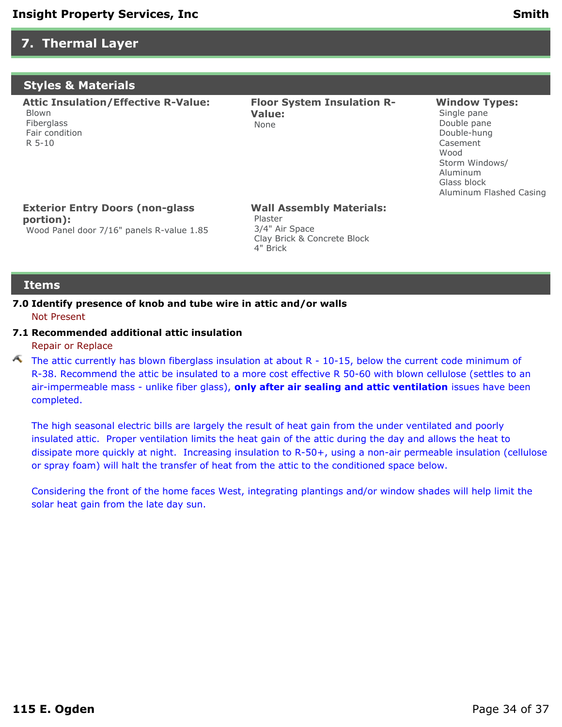# 7. Thermal Layer

## Styles & Materials

**Attic Insulation/Effective R-Value:**
Blown
Fiberglass
Fair condition
R 5-10

**Floor System Insulation R-Value:**
None

**Window Types:**
Single pane
Double pane
Double-hung
Casement
Wood
Storm Windows/
Aluminum
Glass block
Aluminum Flashed Casing

**Exterior Entry Doors (non-glass portion):**
Wood Panel door 7/16" panels R-value 1.85

**Wall Assembly Materials:**
Plaster
3/4" Air Space
Clay Brick & Concrete Block
4" Brick

## Items

**7.0 Identify presence of knob and tube wire in attic and/or walls**

Not Present

**7.1 Recommended additional attic insulation**

Repair or Replace

The attic currently has blown fiberglass insulation at about R - 10-15, below the current code minimum of R-38. Recommend the attic be insulated to a more cost effective R 50-60 with blown cellulose (settles to an air-impermeable mass - unlike fiber glass), **only after air sealing and attic ventilation** issues have been completed.

The high seasonal electric bills are largely the result of heat gain from the under ventilated and poorly insulated attic. Proper ventilation limits the heat gain of the attic during the day and allows the heat to dissipate more quickly at night. Increasing insulation to R-50+, using a non-air permeable insulation (cellulose or spray foam) will halt the transfer of heat from the attic to the conditioned space below.

Considering the front of the home faces West, integrating plantings and/or window shades will help limit the solar heat gain from the late day sun.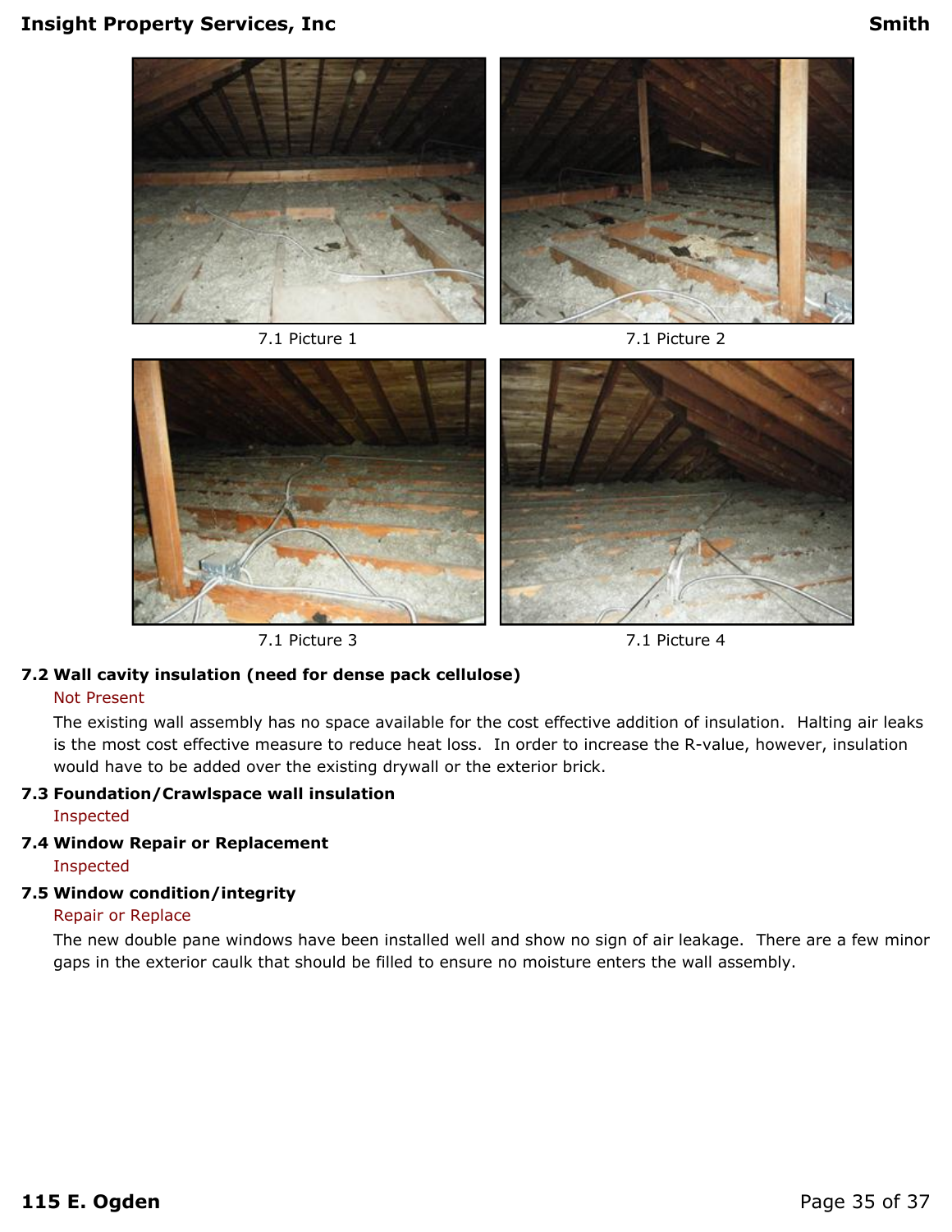7.1 Picture 1

7.1 Picture 2

7.1 Picture 3

7.1 Picture 4

**7.2 Wall cavity insulation (need for dense pack cellulose)**

Not Present

The existing wall assembly has no space available for the cost effective addition of insulation. Halting air leaks is the most cost effective measure to reduce heat loss. In order to increase the R-value, however, insulation would have to be added over the existing drywall or the exterior brick.

**7.3 Foundation/Crawlspace wall insulation**

Inspected

**7.4 Window Repair or Replacement**

Inspected

**7.5 Window condition/integrity**

Repair or Replace

The new double pane windows have been installed well and show no sign of air leakage. There are a few minor gaps in the exterior caulk that should be filled to ensure no moisture enters the wall assembly.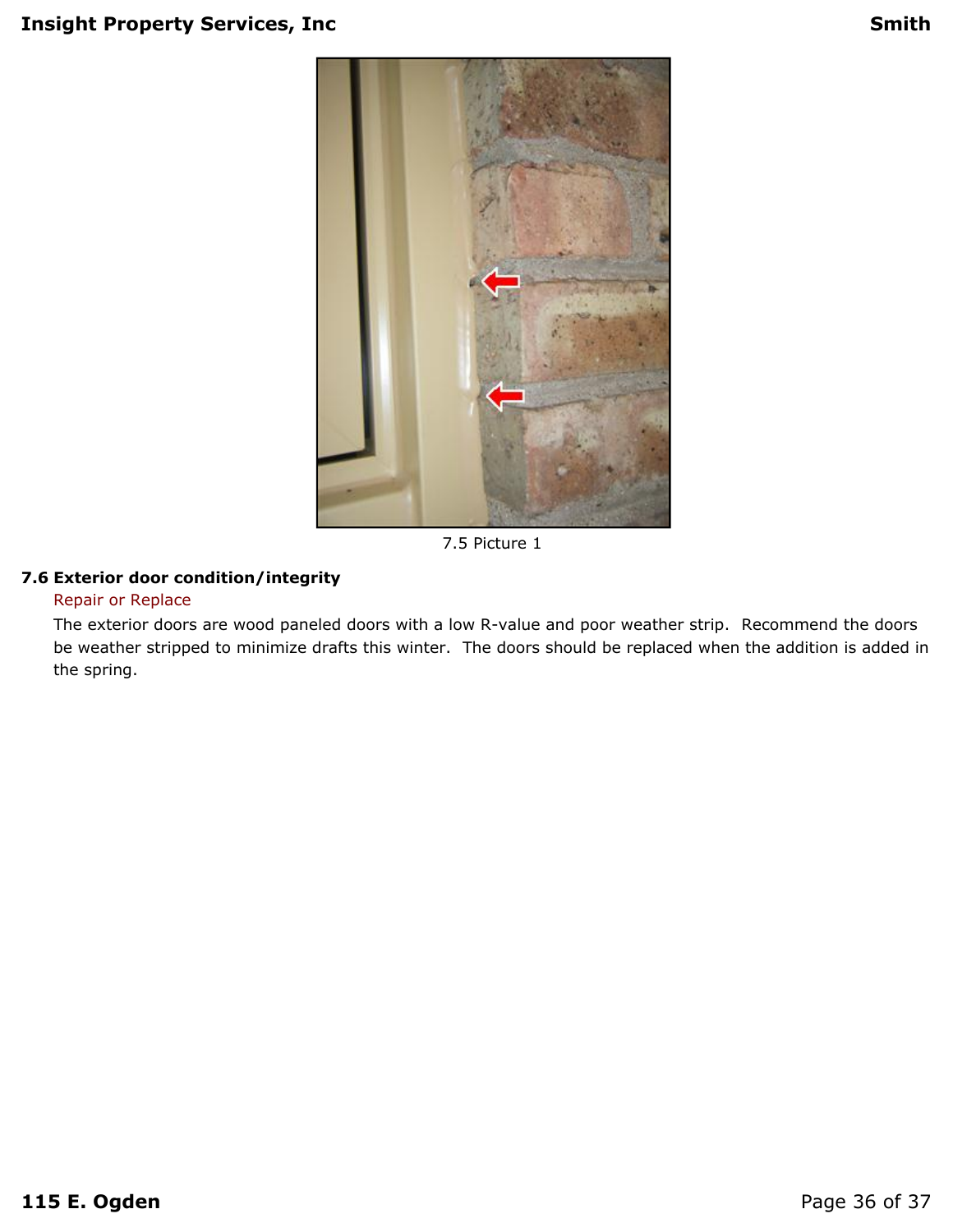7.5 Picture 1

### 7.6 Exterior door condition/integrity

Repair or Replace

The exterior doors are wood paneled doors with a low R-value and poor weather strip. Recommend the doors be weather stripped to minimize drafts this winter. The doors should be replaced when the addition is added in the spring.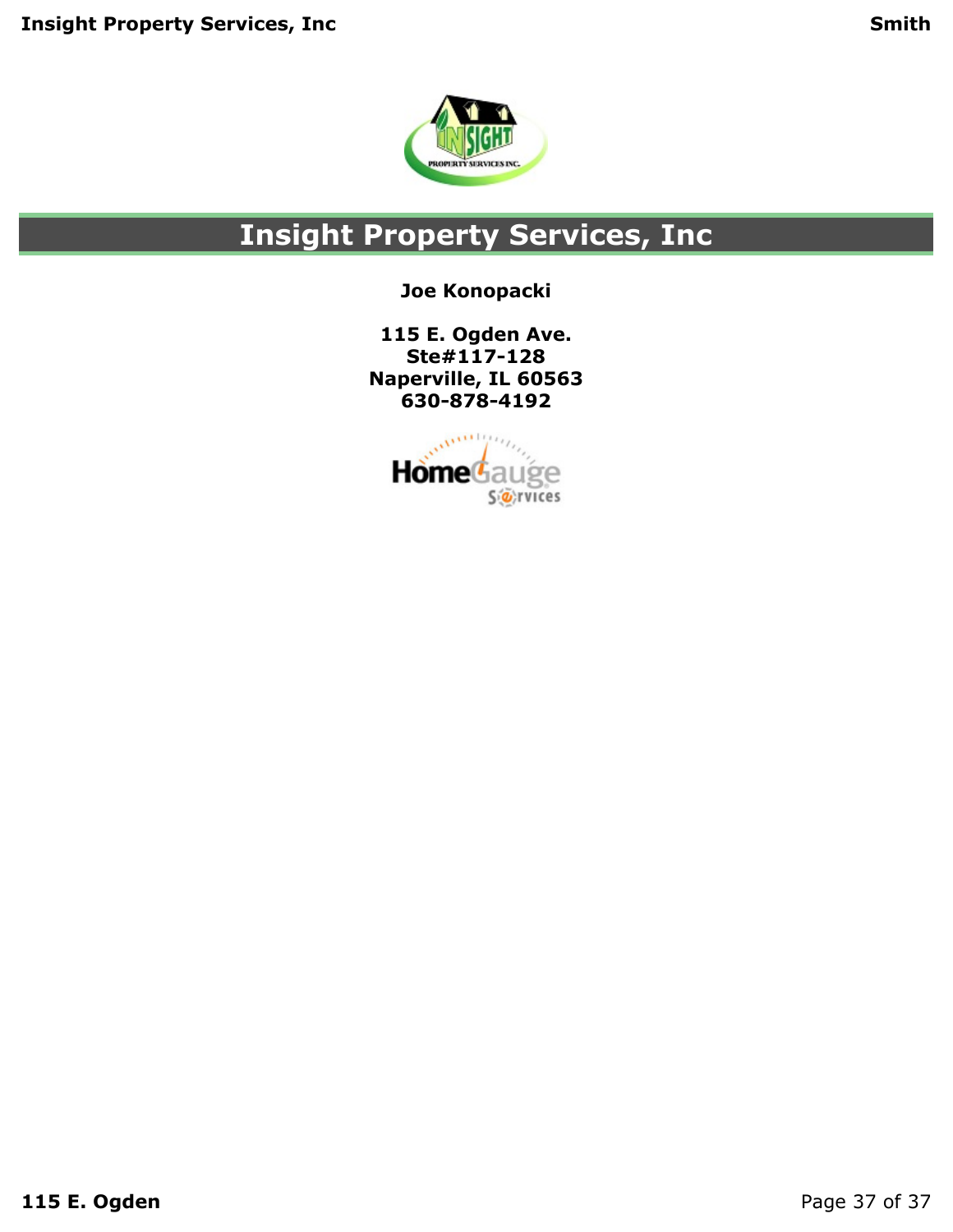# Insight Property Services, Inc

**Joe Konopacki**

**115 E. Ogden Ave.**
**Ste#117-128**
**Naperville, IL 60563**
**630-878-4192**